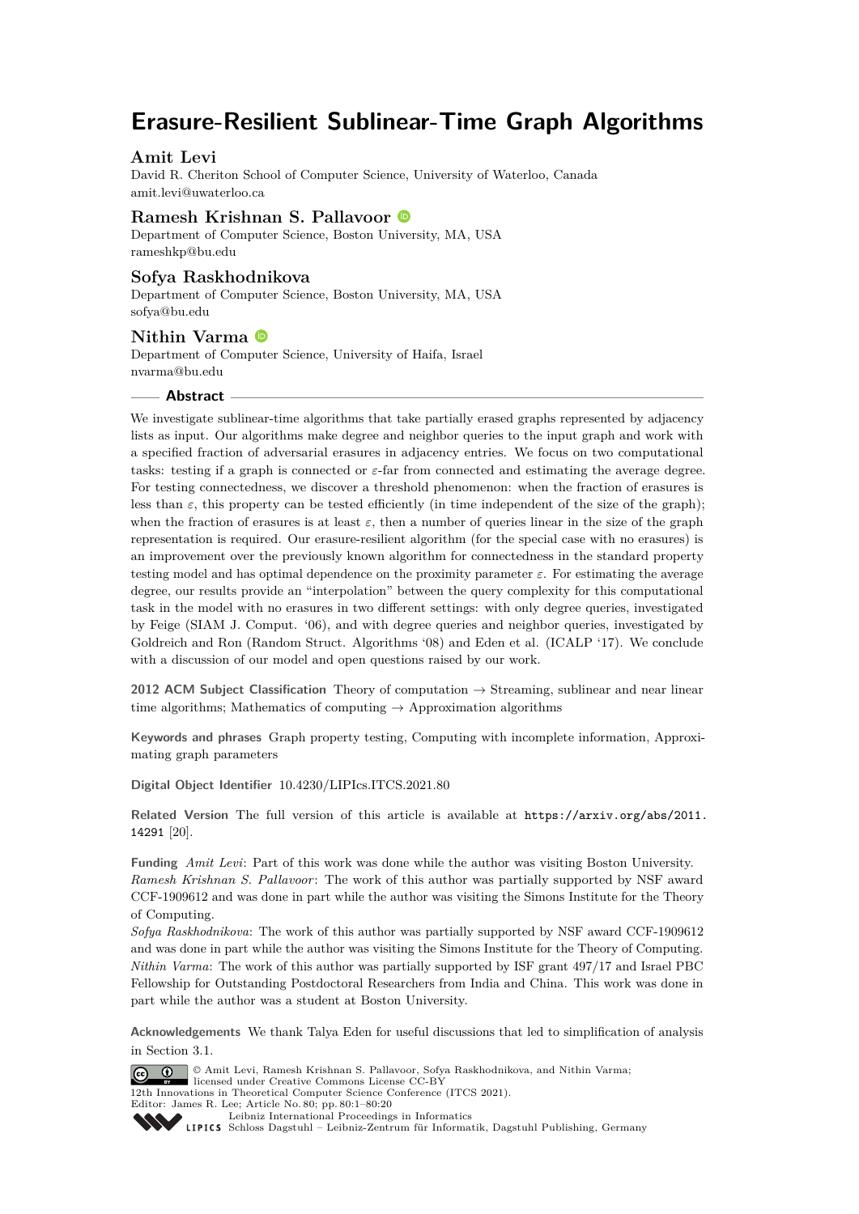# Erasure-Resilient Sublinear-Time Graph Algorithms

## Amit Levi

David R. Cheriton School of Computer Science, University of Waterloo, Canada
amit.levi@uwaterloo.ca

## Ramesh Krishnan S. Pallavoor

Department of Computer Science, Boston University, MA, USA
rameshkp@bu.edu

## Sofya Raskhodnikova

Department of Computer Science, Boston University, MA, USA
sofya@bu.edu

## Nithin Varma

Department of Computer Science, University of Haifa, Israel
nvarma@bu.edu

## Abstract

We investigate sublinear-time algorithms that take partially erased graphs represented by adjacency lists as input. Our algorithms make degree and neighbor queries to the input graph and work with a specified fraction of adversarial erasures in adjacency entries. We focus on two computational tasks: testing if a graph is connected or $\varepsilon$-far from connected and estimating the average degree. For testing connectedness, we discover a threshold phenomenon: when the fraction of erasures is less than $\varepsilon$, this property can be tested efficiently (in time independent of the size of the graph); when the fraction of erasures is at least $\varepsilon$, then a number of queries linear in the size of the graph representation is required. Our erasure-resilient algorithm (for the special case with no erasures) is an improvement over the previously known algorithm for connectedness in the standard property testing model and has optimal dependence on the proximity parameter $\varepsilon$. For estimating the average degree, our results provide an "interpolation" between the query complexity for this computational task in the model with no erasures in two different settings: with only degree queries, investigated by Feige (SIAM J. Comput. '06), and with degree queries and neighbor queries, investigated by Goldreich and Ron (Random Struct. Algorithms '08) and Eden et al. (ICALP '17). We conclude with a discussion of our model and open questions raised by our work.

**2012 ACM Subject Classification** Theory of computation → Streaming, sublinear and near linear time algorithms; Mathematics of computing → Approximation algorithms

**Keywords and phrases** Graph property testing, Computing with incomplete information, Approximating graph parameters

**Digital Object Identifier** 10.4230/LIPIcs.ITCS.2021.80

**Related Version** The full version of this article is available at https://arxiv.org/abs/2011.14291 [20].

**Funding** *Amit Levi*: Part of this work was done while the author was visiting Boston University.
*Ramesh Krishnan S. Pallavoor*: The work of this author was partially supported by NSF award CCF-1909612 and was done in part while the author was visiting the Simons Institute for the Theory of Computing.
*Sofya Raskhodnikova*: The work of this author was partially supported by NSF award CCF-1909612 and was done in part while the author was visiting the Simons Institute for the Theory of Computing.
*Nithin Varma*: The work of this author was partially supported by ISF grant 497/17 and Israel PBC Fellowship for Outstanding Postdoctoral Researchers from India and China. This work was done in part while the author was a student at Boston University.

**Acknowledgements** We thank Talya Eden for useful discussions that led to simplification of analysis in Section 3.1.

© Amit Levi, Ramesh Krishnan S. Pallavoor, Sofya Raskhodnikova, and Nithin Varma; licensed under Creative Commons License CC-BY
12th Innovations in Theoretical Computer Science Conference (ITCS 2021).
Editor: James R. Lee; Article No. 80; pp. 80:1–80:20
Leibniz International Proceedings in Informatics
LIPICS Schloss Dagstuhl – Leibniz-Zentrum für Informatik, Dagstuhl Publishing, Germany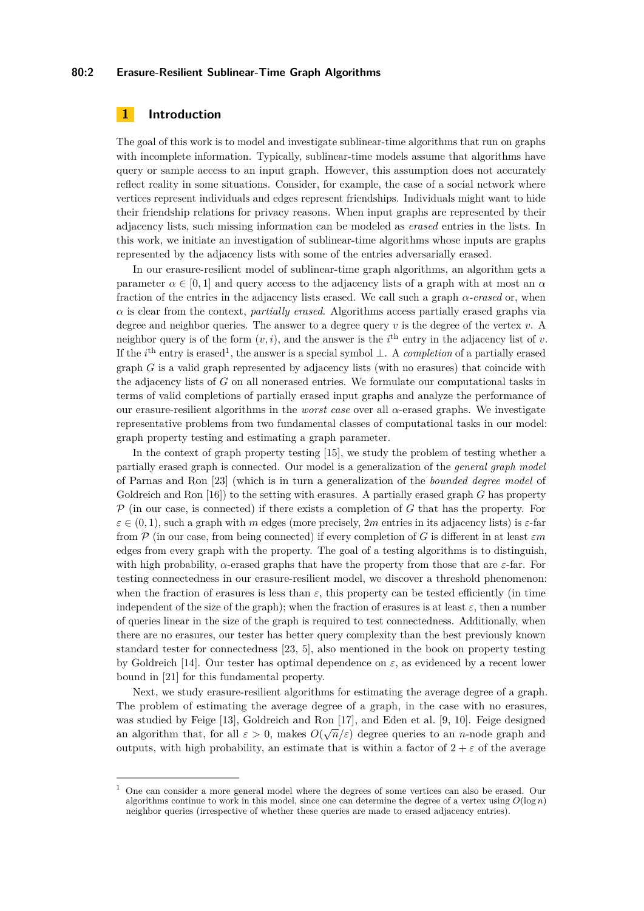## 1 Introduction

The goal of this work is to model and investigate sublinear-time algorithms that run on graphs with incomplete information. Typically, sublinear-time models assume that algorithms have query or sample access to an input graph. However, this assumption does not accurately reflect reality in some situations. Consider, for example, the case of a social network where vertices represent individuals and edges represent friendships. Individuals might want to hide their friendship relations for privacy reasons. When input graphs are represented by their adjacency lists, such missing information can be modeled as *erased* entries in the lists. In this work, we initiate an investigation of sublinear-time algorithms whose inputs are graphs represented by the adjacency lists with some of the entries adversarially erased.

In our erasure-resilient model of sublinear-time graph algorithms, an algorithm gets a parameter $\alpha \in [0,1]$ and query access to the adjacency lists of a graph with at most an $\alpha$ fraction of the entries in the adjacency lists erased. We call such a graph $\alpha$-*erased* or, when $\alpha$ is clear from the context, *partially erased*. Algorithms access partially erased graphs via degree and neighbor queries. The answer to a degree query $v$ is the degree of the vertex $v$. A neighbor query is of the form $(v,i)$, and the answer is the $i^{\text{th}}$ entry in the adjacency list of $v$. If the $i^{\text{th}}$ entry is erased[1], the answer is a special symbol $\perp$. A *completion* of a partially erased graph $G$ is a valid graph represented by adjacency lists (with no erasures) that coincide with the adjacency lists of $G$ on all nonerased entries. We formulate our computational tasks in terms of valid completions of partially erased input graphs and analyze the performance of our erasure-resilient algorithms in the *worst case* over all $\alpha$-erased graphs. We investigate representative problems from two fundamental classes of computational tasks in our model: graph property testing and estimating a graph parameter.

In the context of graph property testing [15], we study the problem of testing whether a partially erased graph is connected. Our model is a generalization of the *general graph model* of Parnas and Ron [23] (which is in turn a generalization of the *bounded degree model* of Goldreich and Ron [16]) to the setting with erasures. A partially erased graph $G$ has property $\mathcal{P}$ (in our case, is connected) if there exists a completion of $G$ that has the property. For $\varepsilon \in (0,1)$, such a graph with $m$ edges (more precisely, $2m$ entries in its adjacency lists) is $\varepsilon$-far from $\mathcal{P}$ (in our case, from being connected) if every completion of $G$ is different in at least $\varepsilon m$ edges from every graph with the property. The goal of a testing algorithms is to distinguish, with high probability, $\alpha$-erased graphs that have the property from those that are $\varepsilon$-far. For testing connectedness in our erasure-resilient model, we discover a threshold phenomenon: when the fraction of erasures is less than $\varepsilon$, this property can be tested efficiently (in time independent of the size of the graph); when the fraction of erasures is at least $\varepsilon$, then a number of queries linear in the size of the graph is required to test connectedness. Additionally, when there are no erasures, our tester has better query complexity than the best previously known standard tester for connectedness [23, 5], also mentioned in the book on property testing by Goldreich [14]. Our tester has optimal dependence on $\varepsilon$, as evidenced by a recent lower bound in [21] for this fundamental property.

Next, we study erasure-resilient algorithms for estimating the average degree of a graph. The problem of estimating the average degree of a graph, in the case with no erasures, was studied by Feige [13], Goldreich and Ron [17], and Eden et al. [9, 10]. Feige designed an algorithm that, for all $\varepsilon > 0$, makes $O(\sqrt{n}/\varepsilon)$ degree queries to an $n$-node graph and outputs, with high probability, an estimate that is within a factor of $2+\varepsilon$ of the average

[1] One can consider a more general model where the degrees of some vertices can also be erased. Our algorithms continue to work in this model, since one can determine the degree of a vertex using $O(\log n)$ neighbor queries (irrespective of whether these queries are made to erased adjacency entries).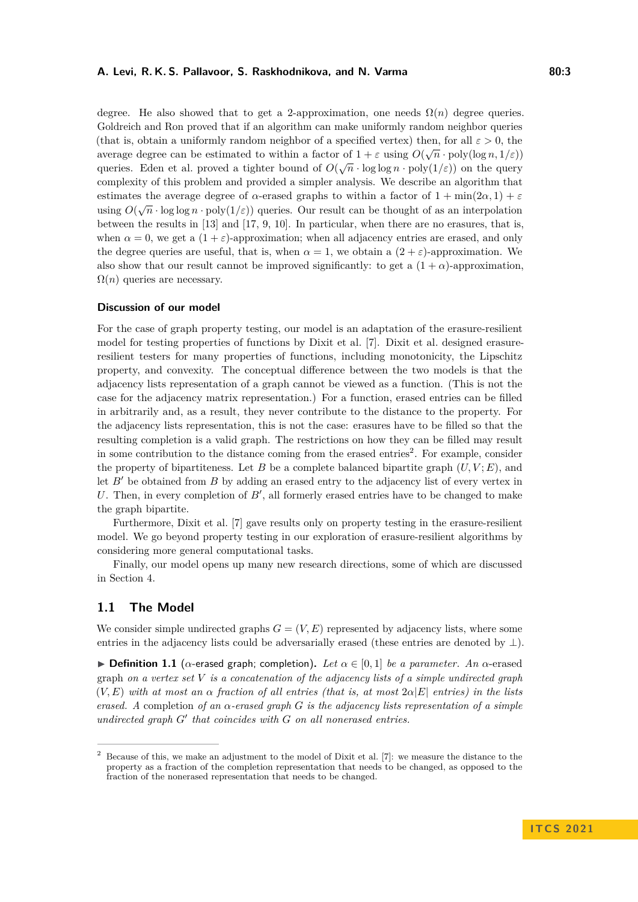degree. He also showed that to get a 2-approximation, one needs $\Omega(n)$ degree queries. Goldreich and Ron proved that if an algorithm can make uniformly random neighbor queries (that is, obtain a uniformly random neighbor of a specified vertex) then, for all $\varepsilon > 0$, the average degree can be estimated to within a factor of $1+\varepsilon$ using $O(\sqrt{n} \cdot \text{poly}(\log n, 1/\varepsilon))$ queries. Eden et al. proved a tighter bound of $O(\sqrt{n} \cdot \log\log n \cdot \text{poly}(1/\varepsilon))$ on the query complexity of this problem and provided a simpler analysis. We describe an algorithm that estimates the average degree of $\alpha$-erased graphs to within a factor of $1 + \min(2\alpha, 1) + \varepsilon$ using $O(\sqrt{n} \cdot \log\log n \cdot \text{poly}(1/\varepsilon))$ queries. Our result can be thought of as an interpolation between the results in [13] and [17, 9, 10]. In particular, when there are no erasures, that is, when $\alpha = 0$, we get a $(1+\varepsilon)$-approximation; when all adjacency entries are erased, and only the degree queries are useful, that is, when $\alpha = 1$, we obtain a $(2+\varepsilon)$-approximation. We also show that our result cannot be improved significantly: to get a $(1+\alpha)$-approximation, $\Omega(n)$ queries are necessary.

#### Discussion of our model

For the case of graph property testing, our model is an adaptation of the erasure-resilient model for testing properties of functions by Dixit et al. [7]. Dixit et al. designed erasure-resilient testers for many properties of functions, including monotonicity, the Lipschitz property, and convexity. The conceptual difference between the two models is that the adjacency lists representation of a graph cannot be viewed as a function. (This is not the case for the adjacency matrix representation.) For a function, erased entries can be filled in arbitrarily and, as a result, they never contribute to the distance to the property. For the adjacency lists representation, this is not the case: erasures have to be filled so that the resulting completion is a valid graph. The restrictions on how they can be filled may result in some contribution to the distance coming from the erased entries[2]. For example, consider the property of bipartiteness. Let $B$ be a complete balanced bipartite graph $(U, V; E)$, and let $B'$ be obtained from $B$ by adding an erased entry to the adjacency list of every vertex in $U$. Then, in every completion of $B'$, all formerly erased entries have to be changed to make the graph bipartite.

Furthermore, Dixit et al. [7] gave results only on property testing in the erasure-resilient model. We go beyond property testing in our exploration of erasure-resilient algorithms by considering more general computational tasks.

Finally, our model opens up many new research directions, some of which are discussed in Section 4.

## 1.1 The Model

We consider simple undirected graphs $G = (V, E)$ represented by adjacency lists, where some entries in the adjacency lists could be adversarially erased (these entries are denoted by $\perp$).

▶ **Definition 1.1** ($\alpha$-erased graph; completion). *Let $\alpha \in [0, 1]$ be a parameter. An* $\alpha$-erased graph *on a vertex set $V$ is a concatenation of the adjacency lists of a simple undirected graph $(V, E)$ with at most an $\alpha$ fraction of all entries (that is, at most $2\alpha|E|$ entries) in the lists erased. A* completion *of an $\alpha$-erased graph $G$ is the adjacency lists representation of a simple undirected graph $G'$ that coincides with $G$ on all nonerased entries.*

---

[2] Because of this, we make an adjustment to the model of Dixit et al. [7]: we measure the distance to the property as a fraction of the completion representation that needs to be changed, as opposed to the fraction of the nonerased representation that needs to be changed.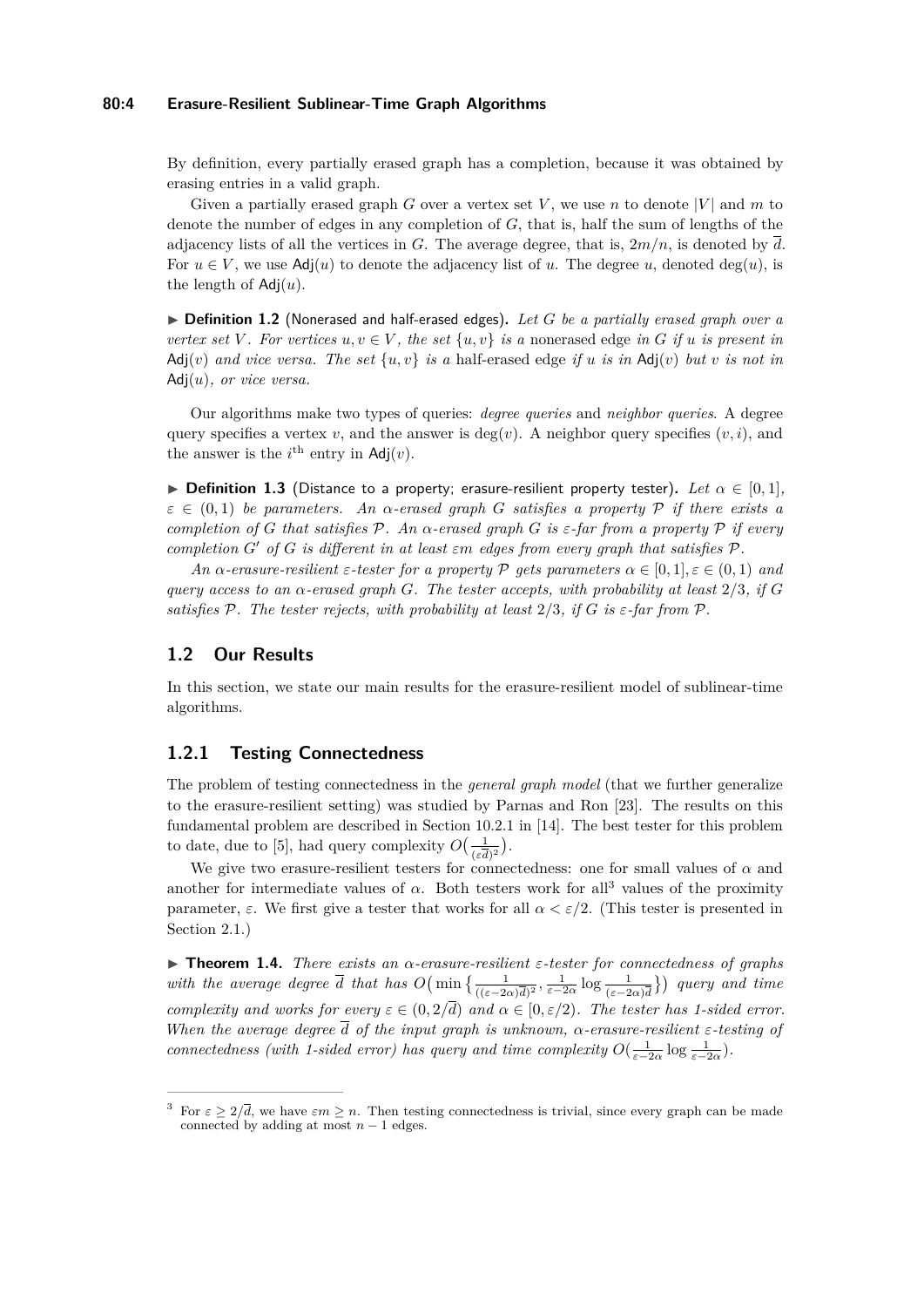By definition, every partially erased graph has a completion, because it was obtained by erasing entries in a valid graph.

Given a partially erased graph $G$ over a vertex set $V$, we use $n$ to denote $|V|$ and $m$ to denote the number of edges in any completion of $G$, that is, half the sum of lengths of the adjacency lists of all the vertices in $G$. The average degree, that is, $2m/n$, is denoted by $\overline{d}$. For $u \in V$, we use $\mathsf{Adj}(u)$ to denote the adjacency list of $u$. The degree $u$, denoted $\deg(u)$, is the length of $\mathsf{Adj}(u)$.

▶ **Definition 1.2** (Nonerased and half-erased edges). *Let $G$ be a partially erased graph over a vertex set $V$. For vertices $u, v \in V$, the set $\{u, v\}$ is a* nonerased edge *in $G$ if $u$ is present in $\mathsf{Adj}(v)$ and vice versa. The set $\{u, v\}$ is a* half-erased edge *if $u$ is in $\mathsf{Adj}(v)$ but $v$ is not in $\mathsf{Adj}(u)$, or vice versa.*

Our algorithms make two types of queries: *degree queries* and *neighbor queries*. A degree query specifies a vertex $v$, and the answer is $\deg(v)$. A neighbor query specifies $(v, i)$, and the answer is the $i^{\text{th}}$ entry in $\mathsf{Adj}(v)$.

▶ **Definition 1.3** (Distance to a property; erasure-resilient property tester). *Let $\alpha \in [0, 1]$, $\varepsilon \in (0, 1)$ be parameters. An $\alpha$-erased graph $G$ satisfies a property $\mathcal{P}$ if there exists a completion of $G$ that satisfies $\mathcal{P}$. An $\alpha$-erased graph $G$ is $\varepsilon$-far from a property $\mathcal{P}$ if every completion $G'$ of $G$ is different in at least $\varepsilon m$ edges from every graph that satisfies $\mathcal{P}$.*

*An $\alpha$-erasure-resilient $\varepsilon$-tester for a property $\mathcal{P}$ gets parameters $\alpha \in [0, 1], \varepsilon \in (0, 1)$ and query access to an $\alpha$-erased graph $G$. The tester accepts, with probability at least $2/3$, if $G$ satisfies $\mathcal{P}$. The tester rejects, with probability at least $2/3$, if $G$ is $\varepsilon$-far from $\mathcal{P}$.*

## 1.2 Our Results

In this section, we state our main results for the erasure-resilient model of sublinear-time algorithms.

### 1.2.1 Testing Connectedness

The problem of testing connectedness in the *general graph model* (that we further generalize to the erasure-resilient setting) was studied by Parnas and Ron [23]. The results on this fundamental problem are described in Section 10.2.1 in [14]. The best tester for this problem to date, due to [5], had query complexity $O\big(\frac{1}{(\varepsilon \overline{d})^2}\big)$.

We give two erasure-resilient testers for connectedness: one for small values of $\alpha$ and another for intermediate values of $\alpha$. Both testers work for all[3] values of the proximity parameter, $\varepsilon$. We first give a tester that works for all $\alpha < \varepsilon/2$. (This tester is presented in Section 2.1.)

▶ **Theorem 1.4.** *There exists an $\alpha$-erasure-resilient $\varepsilon$-tester for connectedness of graphs with the average degree $\overline{d}$ that has $O\big(\min\big\{\frac{1}{((\varepsilon-2\alpha)\overline{d})^2}, \frac{1}{\varepsilon-2\alpha}\log\frac{1}{(\varepsilon-2\alpha)\overline{d}}\big\}\big)$ query and time complexity and works for every $\varepsilon \in (0, 2/\overline{d})$ and $\alpha \in [0, \varepsilon/2)$. The tester has 1-sided error. When the average degree $\overline{d}$ of the input graph is unknown, $\alpha$-erasure-resilient $\varepsilon$-testing of connectedness (with 1-sided error) has query and time complexity $O(\frac{1}{\varepsilon-2\alpha}\log\frac{1}{\varepsilon-2\alpha})$.*

---

[3] For $\varepsilon \geq 2/\overline{d}$, we have $\varepsilon m \geq n$. Then testing connectedness is trivial, since every graph can be made connected by adding at most $n - 1$ edges.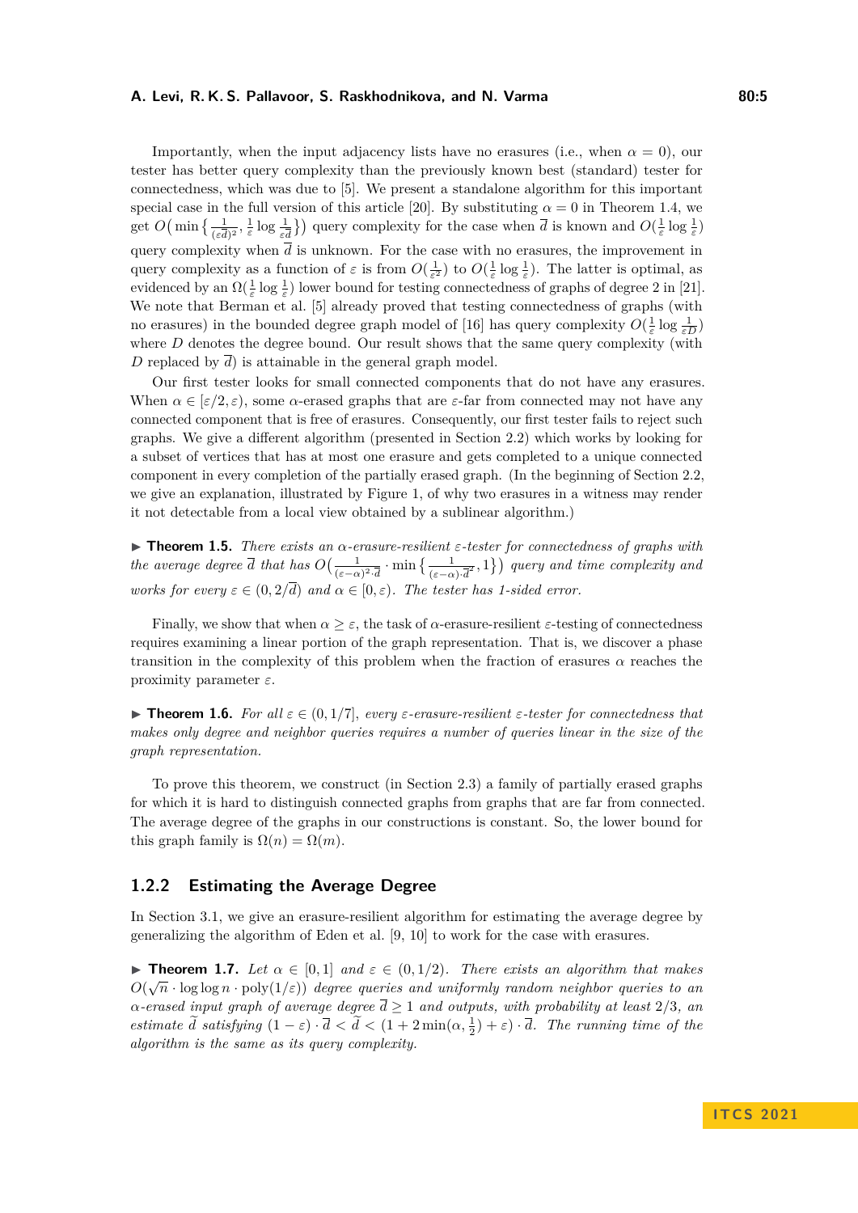Importantly, when the input adjacency lists have no erasures (i.e., when $\alpha = 0$), our tester has better query complexity than the previously known best (standard) tester for connectedness, which was due to [5]. We present a standalone algorithm for this important special case in the full version of this article [20]. By substituting $\alpha = 0$ in Theorem 1.4, we get $O\big(\min\big\{\frac{1}{(\varepsilon\overline{d})^2}, \frac{1}{\varepsilon}\log\frac{1}{\varepsilon\overline{d}}\big\}\big)$ query complexity for the case when $\overline{d}$ is known and $O(\frac{1}{\varepsilon}\log\frac{1}{\varepsilon})$ query complexity when $\overline{d}$ is unknown. For the case with no erasures, the improvement in query complexity as a function of $\varepsilon$ is from $O(\frac{1}{\varepsilon^2})$ to $O(\frac{1}{\varepsilon}\log\frac{1}{\varepsilon})$. The latter is optimal, as evidenced by an $\Omega(\frac{1}{\varepsilon}\log\frac{1}{\varepsilon})$ lower bound for testing connectedness of graphs of degree 2 in [21]. We note that Berman et al. [5] already proved that testing connectedness of graphs (with no erasures) in the bounded degree graph model of [16] has query complexity $O(\frac{1}{\varepsilon}\log\frac{1}{\varepsilon D})$ where $D$ denotes the degree bound. Our result shows that the same query complexity (with $D$ replaced by $\overline{d}$) is attainable in the general graph model.

Our first tester looks for small connected components that do not have any erasures. When $\alpha \in [\varepsilon/2, \varepsilon)$, some $\alpha$-erased graphs that are $\varepsilon$-far from connected may not have any connected component that is free of erasures. Consequently, our first tester fails to reject such graphs. We give a different algorithm (presented in Section 2.2) which works by looking for a subset of vertices that has at most one erasure and gets completed to a unique connected component in every completion of the partially erased graph. (In the beginning of Section 2.2, we give an explanation, illustrated by Figure 1, of why two erasures in a witness may render it not detectable from a local view obtained by a sublinear algorithm.)

▶ **Theorem 1.5.** *There exists an $\alpha$-erasure-resilient $\varepsilon$-tester for connectedness of graphs with the average degree $\overline{d}$ that has $O\big(\frac{1}{(\varepsilon-\alpha)^2\cdot\overline{d}}\cdot\min\big\{\frac{1}{(\varepsilon-\alpha)\cdot\overline{d}^2}, 1\big\}\big)$ query and time complexity and works for every $\varepsilon \in (0, 2/\overline{d})$ and $\alpha \in [0, \varepsilon)$. The tester has 1-sided error.*

Finally, we show that when $\alpha \geq \varepsilon$, the task of $\alpha$-erasure-resilient $\varepsilon$-testing of connectedness requires examining a linear portion of the graph representation. That is, we discover a phase transition in the complexity of this problem when the fraction of erasures $\alpha$ reaches the proximity parameter $\varepsilon$.

▶ **Theorem 1.6.** *For all $\varepsilon \in (0, 1/7]$, every $\varepsilon$-erasure-resilient $\varepsilon$-tester for connectedness that makes only degree and neighbor queries requires a number of queries linear in the size of the graph representation.*

To prove this theorem, we construct (in Section 2.3) a family of partially erased graphs for which it is hard to distinguish connected graphs from graphs that are far from connected. The average degree of the graphs in our constructions is constant. So, the lower bound for this graph family is $\Omega(n) = \Omega(m)$.

### 1.2.2 Estimating the Average Degree

In Section 3.1, we give an erasure-resilient algorithm for estimating the average degree by generalizing the algorithm of Eden et al. [9, 10] to work for the case with erasures.

▶ **Theorem 1.7.** *Let $\alpha \in [0, 1]$ and $\varepsilon \in (0, 1/2)$. There exists an algorithm that makes $O(\sqrt{n}\cdot\log\log n\cdot \mathrm{poly}(1/\varepsilon))$ degree queries and uniformly random neighbor queries to an $\alpha$-erased input graph of average degree $\overline{d} \geq 1$ and outputs, with probability at least 2/3, an estimate $\widetilde{d}$ satisfying $(1-\varepsilon)\cdot\overline{d} < \widetilde{d} < (1 + 2\min(\alpha, \frac{1}{2}) + \varepsilon)\cdot\overline{d}$. The running time of the algorithm is the same as its query complexity.*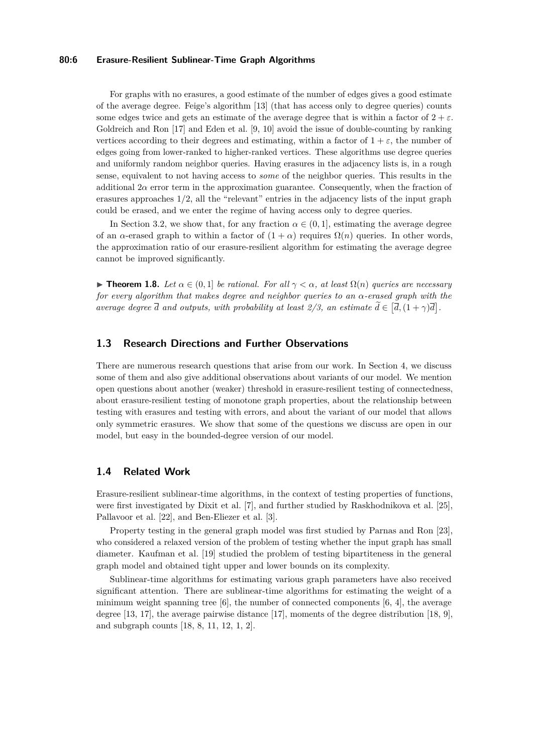For graphs with no erasures, a good estimate of the number of edges gives a good estimate of the average degree. Feige's algorithm [13] (that has access only to degree queries) counts some edges twice and gets an estimate of the average degree that is within a factor of $2 + \varepsilon$. Goldreich and Ron [17] and Eden et al. [9, 10] avoid the issue of double-counting by ranking vertices according to their degrees and estimating, within a factor of $1 + \varepsilon$, the number of edges going from lower-ranked to higher-ranked vertices. These algorithms use degree queries and uniformly random neighbor queries. Having erasures in the adjacency lists is, in a rough sense, equivalent to not having access to *some* of the neighbor queries. This results in the additional $2\alpha$ error term in the approximation guarantee. Consequently, when the fraction of erasures approaches $1/2$, all the "relevant" entries in the adjacency lists of the input graph could be erased, and we enter the regime of having access only to degree queries.

In Section 3.2, we show that, for any fraction $\alpha \in (0, 1]$, estimating the average degree of an $\alpha$-erased graph to within a factor of $(1 + \alpha)$ requires $\Omega(n)$ queries. In other words, the approximation ratio of our erasure-resilient algorithm for estimating the average degree cannot be improved significantly.

▶ **Theorem 1.8.** *Let $\alpha \in (0, 1]$ be rational. For all $\gamma < \alpha$, at least $\Omega(n)$ queries are necessary for every algorithm that makes degree and neighbor queries to an $\alpha$-erased graph with the average degree $\overline{d}$ and outputs, with probability at least 2/3, an estimate $\widetilde{d} \in \left[\overline{d}, (1 + \gamma)\overline{d}\right]$.*

## 1.3 Research Directions and Further Observations

There are numerous research questions that arise from our work. In Section 4, we discuss some of them and also give additional observations about variants of our model. We mention open questions about another (weaker) threshold in erasure-resilient testing of connectedness, about erasure-resilient testing of monotone graph properties, about the relationship between testing with erasures and testing with errors, and about the variant of our model that allows only symmetric erasures. We show that some of the questions we discuss are open in our model, but easy in the bounded-degree version of our model.

## 1.4 Related Work

Erasure-resilient sublinear-time algorithms, in the context of testing properties of functions, were first investigated by Dixit et al. [7], and further studied by Raskhodnikova et al. [25], Pallavoor et al. [22], and Ben-Eliezer et al. [3].

Property testing in the general graph model was first studied by Parnas and Ron [23], who considered a relaxed version of the problem of testing whether the input graph has small diameter. Kaufman et al. [19] studied the problem of testing bipartiteness in the general graph model and obtained tight upper and lower bounds on its complexity.

Sublinear-time algorithms for estimating various graph parameters have also received significant attention. There are sublinear-time algorithms for estimating the weight of a minimum weight spanning tree [6], the number of connected components [6, 4], the average degree [13, 17], the average pairwise distance [17], moments of the degree distribution [18, 9], and subgraph counts [18, 8, 11, 12, 1, 2].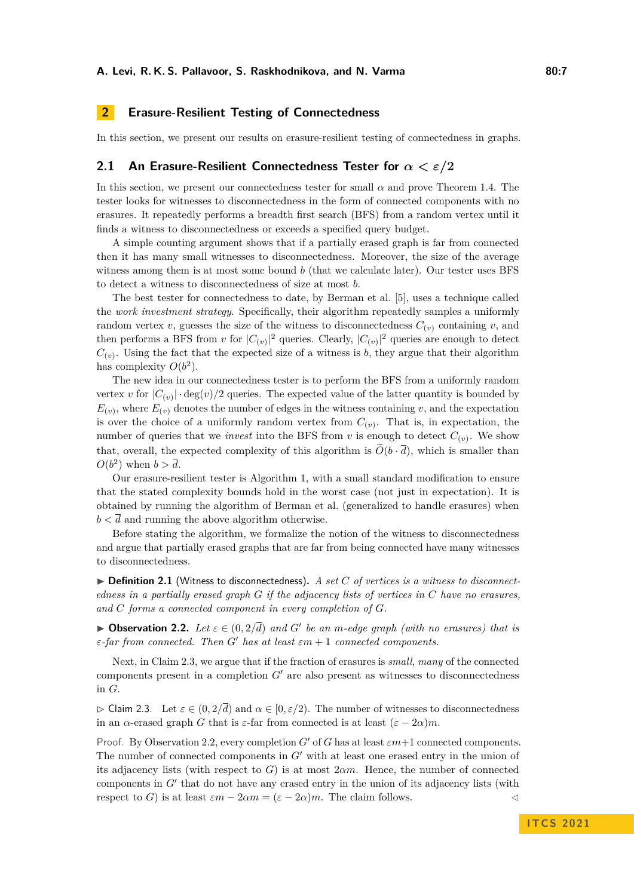## 2 Erasure-Resilient Testing of Connectedness

In this section, we present our results on erasure-resilient testing of connectedness in graphs.

### 2.1 An Erasure-Resilient Connectedness Tester for $\alpha < \varepsilon/2$

In this section, we present our connectedness tester for small $\alpha$ and prove Theorem 1.4. The tester looks for witnesses to disconnectedness in the form of connected components with no erasures. It repeatedly performs a breadth first search (BFS) from a random vertex until it finds a witness to disconnectedness or exceeds a specified query budget.

A simple counting argument shows that if a partially erased graph is far from connected then it has many small witnesses to disconnectedness. Moreover, the size of the average witness among them is at most some bound $b$ (that we calculate later). Our tester uses BFS to detect a witness to disconnectedness of size at most $b$.

The best tester for connectedness to date, by Berman et al. [5], uses a technique called the *work investment strategy*. Specifically, their algorithm repeatedly samples a uniformly random vertex $v$, guesses the size of the witness to disconnectedness $C_{(v)}$ containing $v$, and then performs a BFS from $v$ for $|C_{(v)}|^2$ queries. Clearly, $|C_{(v)}|^2$ queries are enough to detect $C_{(v)}$. Using the fact that the expected size of a witness is $b$, they argue that their algorithm has complexity $O(b^2)$.

The new idea in our connectedness tester is to perform the BFS from a uniformly random vertex $v$ for $|C_{(v)}| \cdot \deg(v)/2$ queries. The expected value of the latter quantity is bounded by $E_{(v)}$, where $E_{(v)}$ denotes the number of edges in the witness containing $v$, and the expectation is over the choice of a uniformly random vertex from $C_{(v)}$. That is, in expectation, the number of queries that we *invest* into the BFS from $v$ is enough to detect $C_{(v)}$. We show that, overall, the expected complexity of this algorithm is $\widetilde{O}(b \cdot \overline{d})$, which is smaller than $O(b^2)$ when $b > \overline{d}$.

Our erasure-resilient tester is Algorithm 1, with a small standard modification to ensure that the stated complexity bounds hold in the worst case (not just in expectation). It is obtained by running the algorithm of Berman et al. (generalized to handle erasures) when $b < \overline{d}$ and running the above algorithm otherwise.

Before stating the algorithm, we formalize the notion of the witness to disconnectedness and argue that partially erased graphs that are far from being connected have many witnesses to disconnectedness.

▶ **Definition 2.1** (Witness to disconnectedness). *A set $C$ of vertices is a witness to disconnectedness in a partially erased graph $G$ if the adjacency lists of vertices in $C$ have no erasures, and $C$ forms a connected component in every completion of $G$.*

▶ **Observation 2.2.** *Let $\varepsilon \in (0, 2/\overline{d})$ and $G'$ be an $m$-edge graph (with no erasures) that is $\varepsilon$-far from connected. Then $G'$ has at least $\varepsilon m + 1$ connected components.*

Next, in Claim 2.3, we argue that if the fraction of erasures is *small*, *many* of the connected components present in a completion $G'$ are also present as witnesses to disconnectedness in $G$.

▷ Claim 2.3. Let $\varepsilon \in (0, 2/\overline{d})$ and $\alpha \in [0, \varepsilon/2)$. The number of witnesses to disconnectedness in an $\alpha$-erased graph $G$ that is $\varepsilon$-far from connected is at least $(\varepsilon - 2\alpha)m$.

Proof. By Observation 2.2, every completion $G'$ of $G$ has at least $\varepsilon m+1$ connected components. The number of connected components in $G'$ with at least one erased entry in the union of its adjacency lists (with respect to $G$) is at most $2\alpha m$. Hence, the number of connected components in $G'$ that do not have any erased entry in the union of its adjacency lists (with respect to $G$) is at least $\varepsilon m - 2\alpha m = (\varepsilon - 2\alpha)m$. The claim follows. ◁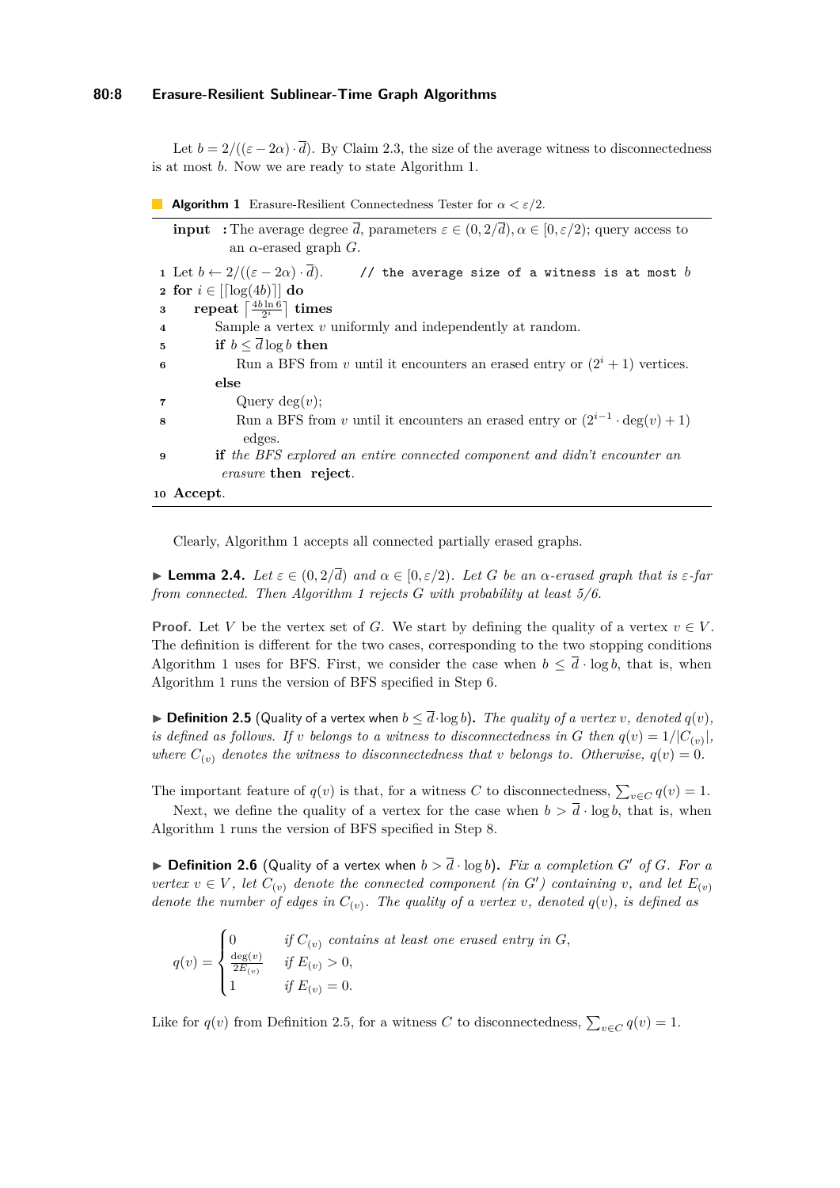Let $b = 2/((\varepsilon - 2\alpha) \cdot \overline{d})$. By Claim 2.3, the size of the average witness to disconnectedness is at most $b$. Now we are ready to state Algorithm 1.

**Algorithm 1** Erasure-Resilient Connectedness Tester for $\alpha < \varepsilon/2$.

```
input : The average degree d̄, parameters ε ∈ (0, 2/d̄), α ∈ [0, ε/2); query access to
        an α-erased graph G.
1  Let b ← 2/((ε − 2α) · d̄).      // the average size of a witness is at most b
2  for i ∈ [⌈log(4b)⌉] do
3      repeat ⌈4b ln 6 / 2^i⌉ times
4          Sample a vertex v uniformly and independently at random.
5          if b ≤ d̄ log b then
6              Run a BFS from v until it encounters an erased entry or (2^i + 1) vertices.
           else
7              Query deg(v);
8              Run a BFS from v until it encounters an erased entry or (2^{i−1} · deg(v) + 1)
               edges.
9          if the BFS explored an entire connected component and didn't encounter an
           erasure then reject.
10 Accept.
```

Clearly, Algorithm 1 accepts all connected partially erased graphs.

▶ **Lemma 2.4.** *Let $\varepsilon \in (0, 2/\overline{d})$ and $\alpha \in [0, \varepsilon/2)$. Let $G$ be an $\alpha$-erased graph that is $\varepsilon$-far from connected. Then Algorithm 1 rejects $G$ with probability at least 5/6.*

**Proof.** Let $V$ be the vertex set of $G$. We start by defining the quality of a vertex $v \in V$. The definition is different for the two cases, corresponding to the two stopping conditions Algorithm 1 uses for BFS. First, we consider the case when $b \leq \overline{d} \cdot \log b$, that is, when Algorithm 1 runs the version of BFS specified in Step 6.

▶ **Definition 2.5** (Quality of a vertex when $b \leq \overline{d} \cdot \log b$). *The quality of a vertex $v$, denoted $q(v)$, is defined as follows. If $v$ belongs to a witness to disconnectedness in $G$ then $q(v) = 1/|C_{(v)}|$, where $C_{(v)}$ denotes the witness to disconnectedness that $v$ belongs to. Otherwise, $q(v) = 0$.*

The important feature of $q(v)$ is that, for a witness $C$ to disconnectedness, $\sum_{v \in C} q(v) = 1$.

Next, we define the quality of a vertex for the case when $b > \overline{d} \cdot \log b$, that is, when Algorithm 1 runs the version of BFS specified in Step 8.

▶ **Definition 2.6** (Quality of a vertex when $b > \overline{d} \cdot \log b$). *Fix a completion $G'$ of $G$. For a vertex $v \in V$, let $C_{(v)}$ denote the connected component (in $G'$) containing $v$, and let $E_{(v)}$ denote the number of edges in $C_{(v)}$. The quality of a vertex $v$, denoted $q(v)$, is defined as*

$$q(v) = \begin{cases} 0 & \text{if } C_{(v)} \text{ contains at least one erased entry in } G, \\ \frac{\deg(v)}{2E_{(v)}} & \text{if } E_{(v)} > 0, \\ 1 & \text{if } E_{(v)} = 0. \end{cases}$$

Like for $q(v)$ from Definition 2.5, for a witness $C$ to disconnectedness, $\sum_{v \in C} q(v) = 1$.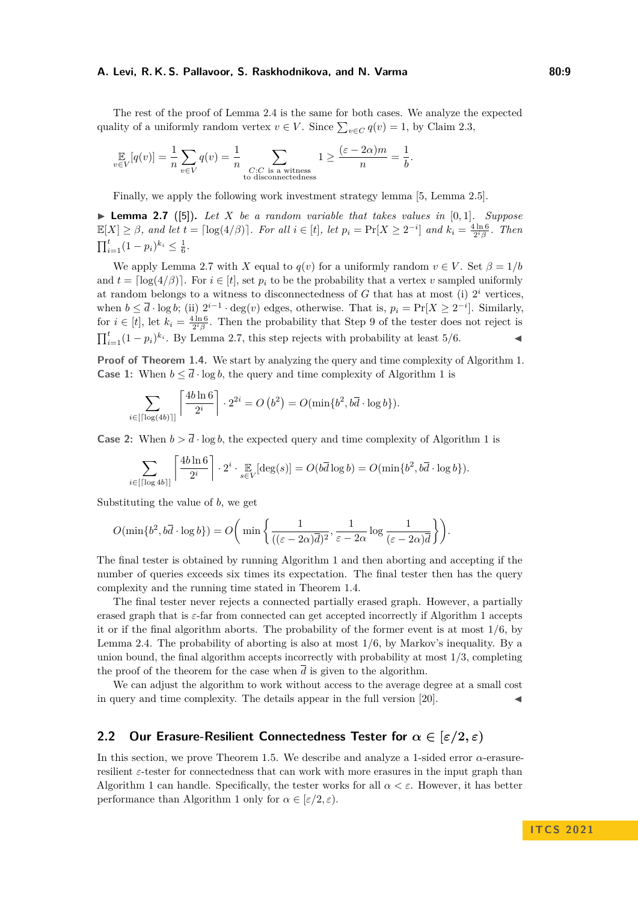The rest of the proof of Lemma 2.4 is the same for both cases. We analyze the expected quality of a uniformly random vertex $v \in V$. Since $\sum_{v\in C} q(v) = 1$, by Claim 2.3,

$$\mathop{\mathbb{E}}_{v\in V}[q(v)] = \frac{1}{n}\sum_{v\in V} q(v) = \frac{1}{n}\sum_{\substack{C:C \text{ is a witness}\\ \text{to disconnectedness}}} 1 \geq \frac{(\varepsilon - 2\alpha)m}{n} = \frac{1}{b}.$$

Finally, we apply the following work investment strategy lemma [5, Lemma 2.5].

▶ **Lemma 2.7** ([5]). *Let $X$ be a random variable that takes values in $[0,1]$. Suppose $\mathbb{E}[X] \geq \beta$, and let $t = \lceil \log(4/\beta) \rceil$. For all $i \in [t]$, let $p_i = \Pr[X \geq 2^{-i}]$ and $k_i = \frac{4\ln 6}{2^i \beta}$. Then $\prod_{i=1}^{t}(1-p_i)^{k_i} \leq \frac{1}{6}$.*

We apply Lemma 2.7 with $X$ equal to $q(v)$ for a uniformly random $v \in V$. Set $\beta = 1/b$ and $t = \lceil \log(4/\beta) \rceil$. For $i \in [t]$, set $p_i$ to be the probability that a vertex $v$ sampled uniformly at random belongs to a witness to disconnectedness of $G$ that has at most (i) $2^i$ vertices, when $b \leq \overline{d} \cdot \log b$; (ii) $2^{i-1} \cdot \deg(v)$ edges, otherwise. That is, $p_i = \Pr[X \geq 2^{-i}]$. Similarly, for $i \in [t]$, let $k_i = \frac{4\ln 6}{2^i \beta}$. Then the probability that Step 9 of the tester does not reject is $\prod_{i=1}^{t}(1-p_i)^{k_i}$. By Lemma 2.7, this step rejects with probability at least 5/6. ◀

**Proof of Theorem 1.4.** We start by analyzing the query and time complexity of Algorithm 1.
**Case 1:** When $b \leq \overline{d} \cdot \log b$, the query and time complexity of Algorithm 1 is

$$\sum_{i\in[\lceil \log(4b)\rceil]} \left\lceil \frac{4b\ln 6}{2^i} \right\rceil \cdot 2^{2i} = O\left(b^2\right) = O(\min\{b^2, b\overline{d} \cdot \log b\}).$$

**Case 2:** When $b > \overline{d} \cdot \log b$, the expected query and time complexity of Algorithm 1 is

$$\sum_{i\in[\lceil \log 4b\rceil]} \left\lceil \frac{4b\ln 6}{2^i} \right\rceil \cdot 2^i \cdot \mathop{\mathbb{E}}_{s\in V}[\deg(s)] = O(b\overline{d}\log b) = O(\min\{b^2, b\overline{d} \cdot \log b\}).$$

Substituting the value of $b$, we get

$$O(\min\{b^2, b\overline{d} \cdot \log b\}) = O\bigg(\min\left\{\frac{1}{((\varepsilon - 2\alpha)\overline{d})^2}, \frac{1}{\varepsilon - 2\alpha}\log\frac{1}{(\varepsilon - 2\alpha)\overline{d}}\right\}\bigg).$$

The final tester is obtained by running Algorithm 1 and then aborting and accepting if the number of queries exceeds six times its expectation. The final tester then has the query complexity and the running time stated in Theorem 1.4.

The final tester never rejects a connected partially erased graph. However, a partially erased graph that is $\varepsilon$-far from connected can get accepted incorrectly if Algorithm 1 accepts it or if the final algorithm aborts. The probability of the former event is at most 1/6, by Lemma 2.4. The probability of aborting is also at most 1/6, by Markov's inequality. By a union bound, the final algorithm accepts incorrectly with probability at most 1/3, completing the proof of the theorem for the case when $\overline{d}$ is given to the algorithm.

We can adjust the algorithm to work without access to the average degree at a small cost in query and time complexity. The details appear in the full version [20]. ◀

## 2.2 Our Erasure-Resilient Connectedness Tester for $\alpha \in [\varepsilon/2, \varepsilon)$

In this section, we prove Theorem 1.5. We describe and analyze a 1-sided error $\alpha$-erasure-resilient $\varepsilon$-tester for connectedness that can work with more erasures in the input graph than Algorithm 1 can handle. Specifically, the tester works for all $\alpha < \varepsilon$. However, it has better performance than Algorithm 1 only for $\alpha \in [\varepsilon/2, \varepsilon)$.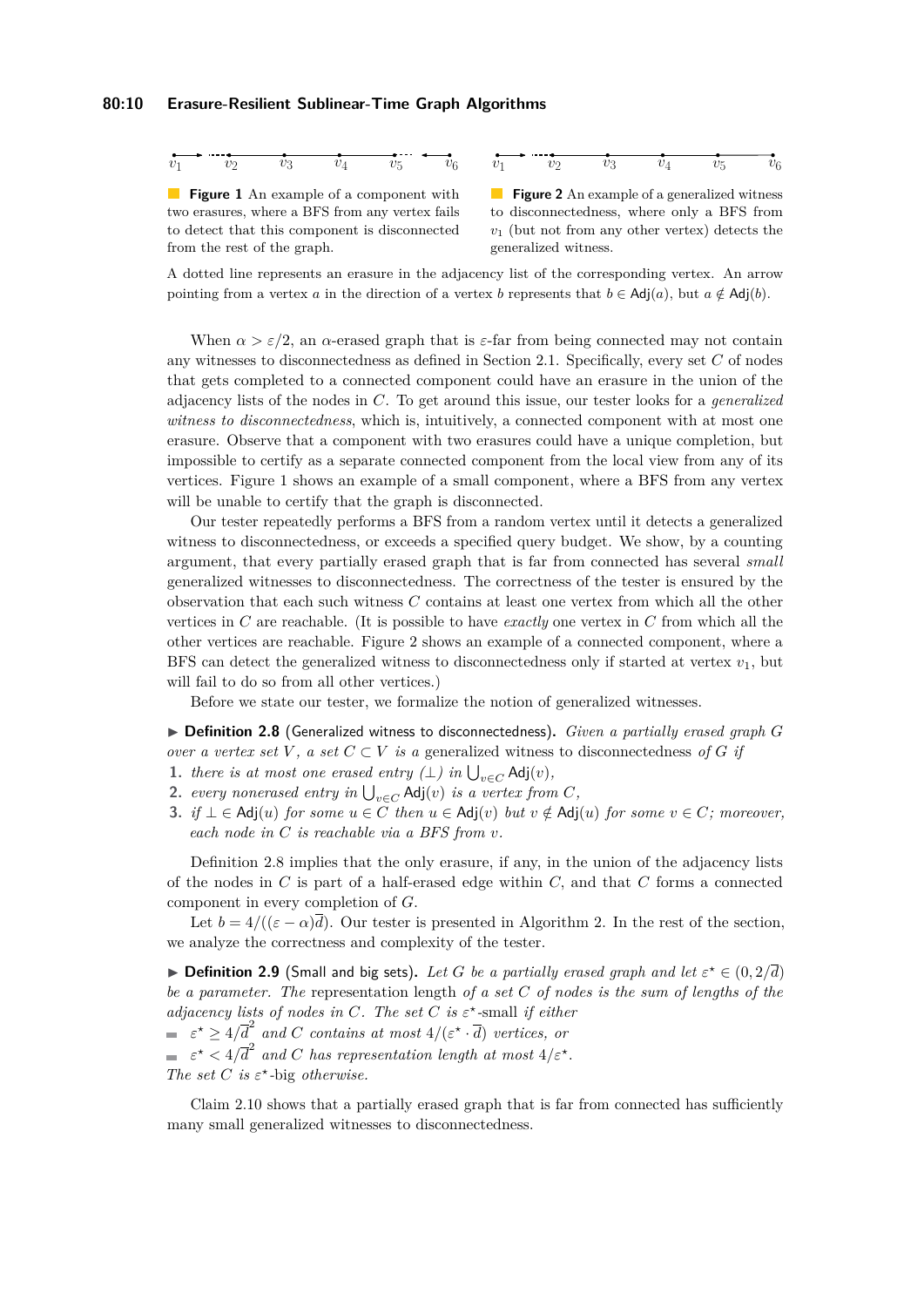**Figure 1** An example of a component with two erasures, where a BFS from any vertex fails to detect that this component is disconnected from the rest of the graph.

**Figure 2** An example of a generalized witness to disconnectedness, where only a BFS from $v_1$ (but not from any other vertex) detects the generalized witness.

A dotted line represents an erasure in the adjacency list of the corresponding vertex. An arrow pointing from a vertex $a$ in the direction of a vertex $b$ represents that $b \in \mathsf{Adj}(a)$, but $a \notin \mathsf{Adj}(b)$.

When $\alpha > \varepsilon/2$, an $\alpha$-erased graph that is $\varepsilon$-far from being connected may not contain any witnesses to disconnectedness as defined in Section 2.1. Specifically, every set $C$ of nodes that gets completed to a connected component could have an erasure in the union of the adjacency lists of the nodes in $C$. To get around this issue, our tester looks for a *generalized witness to disconnectedness*, which is, intuitively, a connected component with at most one erasure. Observe that a component with two erasures could have a unique completion, but impossible to certify as a separate connected component from the local view from any of its vertices. Figure 1 shows an example of a small component, where a BFS from any vertex will be unable to certify that the graph is disconnected.

Our tester repeatedly performs a BFS from a random vertex until it detects a generalized witness to disconnectedness, or exceeds a specified query budget. We show, by a counting argument, that every partially erased graph that is far from connected has several *small* generalized witnesses to disconnectedness. The correctness of the tester is ensured by the observation that each such witness $C$ contains at least one vertex from which all the other vertices in $C$ are reachable. (It is possible to have *exactly* one vertex in $C$ from which all the other vertices are reachable. Figure 2 shows an example of a connected component, where a BFS can detect the generalized witness to disconnectedness only if started at vertex $v_1$, but will fail to do so from all other vertices.)

Before we state our tester, we formalize the notion of generalized witnesses.

▶ **Definition 2.8** (Generalized witness to disconnectedness). *Given a partially erased graph $G$ over a vertex set $V$, a set $C \subset V$ is a* generalized witness to disconnectedness *of $G$ if*

1. *there is at most one erased entry ($\perp$) in $\bigcup_{v \in C} \mathsf{Adj}(v)$,*
2. *every nonerased entry in $\bigcup_{v \in C} \mathsf{Adj}(v)$ is a vertex from $C$,*
3. *if $\perp \in \mathsf{Adj}(u)$ for some $u \in C$ then $u \in \mathsf{Adj}(v)$ but $v \notin \mathsf{Adj}(u)$ for some $v \in C$; moreover, each node in $C$ is reachable via a BFS from $v$.*

Definition 2.8 implies that the only erasure, if any, in the union of the adjacency lists of the nodes in $C$ is part of a half-erased edge within $C$, and that $C$ forms a connected component in every completion of $G$.

Let $b = 4/((\varepsilon - \alpha)\overline{d})$. Our tester is presented in Algorithm 2. In the rest of the section, we analyze the correctness and complexity of the tester.

▶ **Definition 2.9** (Small and big sets). *Let $G$ be a partially erased graph and let $\varepsilon^\star \in (0, 2/\overline{d})$ be a parameter. The* representation length *of a set $C$ of nodes is the sum of lengths of the adjacency lists of nodes in $C$. The set $C$ is $\varepsilon^\star$*-small *if either*

- *$\varepsilon^\star \geq 4/\overline{d}^2$ and $C$ contains at most $4/(\varepsilon^\star \cdot \overline{d})$ vertices, or*
- *$\varepsilon^\star < 4/\overline{d}^2$ and $C$ has representation length at most $4/\varepsilon^\star$.*

*The set $C$ is $\varepsilon^\star$-*big *otherwise.*

Claim 2.10 shows that a partially erased graph that is far from connected has sufficiently many small generalized witnesses to disconnectedness.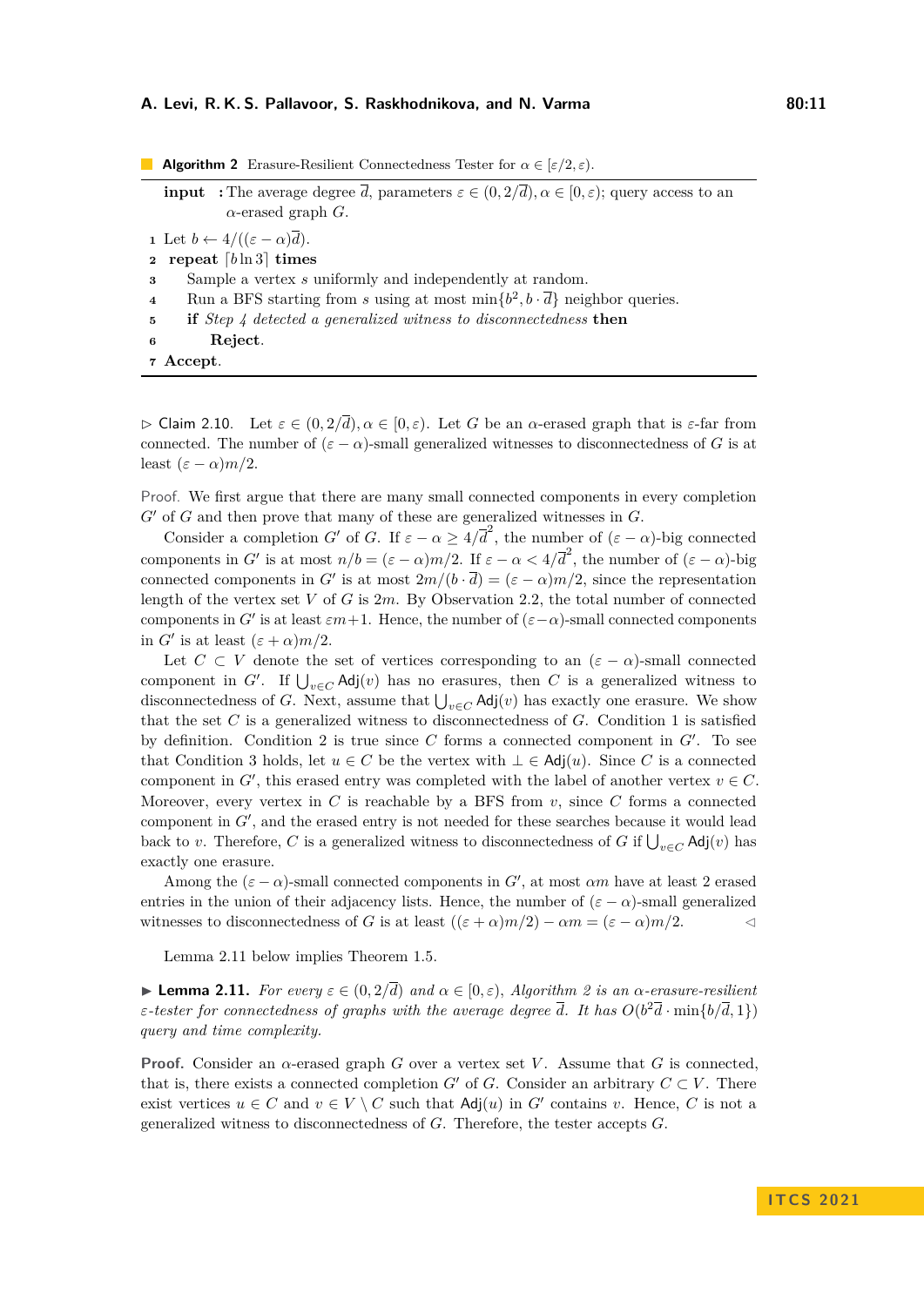**Algorithm 2** Erasure-Resilient Connectedness Tester for $\alpha \in [\varepsilon/2, \varepsilon)$.

**input** : The average degree $\overline{d}$, parameters $\varepsilon \in (0, 2/\overline{d}), \alpha \in [0, \varepsilon)$; query access to an $\alpha$-erased graph $G$.

1. Let $b \leftarrow 4/((\varepsilon - \alpha)\overline{d})$.
2. **repeat** $\lceil b \ln 3 \rceil$ **times**
3. Sample a vertex $s$ uniformly and independently at random.
4. Run a BFS starting from $s$ using at most $\min\{b^2, b \cdot \overline{d}\}$ neighbor queries.
5. **if** *Step 4 detected a generalized witness to disconnectedness* **then**
6. **Reject**.
7. **Accept**.

▷ Claim 2.10. Let $\varepsilon \in (0, 2/\overline{d}), \alpha \in [0, \varepsilon)$. Let $G$ be an $\alpha$-erased graph that is $\varepsilon$-far from connected. The number of $(\varepsilon - \alpha)$-small generalized witnesses to disconnectedness of $G$ is at least $(\varepsilon - \alpha)m/2$.

Proof. We first argue that there are many small connected components in every completion $G'$ of $G$ and then prove that many of these are generalized witnesses in $G$.

Consider a completion $G'$ of $G$. If $\varepsilon - \alpha \geq 4/\overline{d}^2$, the number of $(\varepsilon - \alpha)$-big connected components in $G'$ is at most $n/b = (\varepsilon - \alpha)m/2$. If $\varepsilon - \alpha < 4/\overline{d}^2$, the number of $(\varepsilon - \alpha)$-big connected components in $G'$ is at most $2m/(b \cdot \overline{d}) = (\varepsilon - \alpha)m/2$, since the representation length of the vertex set $V$ of $G$ is $2m$. By Observation 2.2, the total number of connected components in $G'$ is at least $\varepsilon m + 1$. Hence, the number of $(\varepsilon - \alpha)$-small connected components in $G'$ is at least $(\varepsilon + \alpha)m/2$.

Let $C \subset V$ denote the set of vertices corresponding to an $(\varepsilon - \alpha)$-small connected component in $G'$. If $\bigcup_{v \in C} \mathsf{Adj}(v)$ has no erasures, then $C$ is a generalized witness to disconnectedness of $G$. Next, assume that $\bigcup_{v \in C} \mathsf{Adj}(v)$ has exactly one erasure. We show that the set $C$ is a generalized witness to disconnectedness of $G$. Condition 1 is satisfied by definition. Condition 2 is true since $C$ forms a connected component in $G'$. To see that Condition 3 holds, let $u \in C$ be the vertex with $\perp \in \mathsf{Adj}(u)$. Since $C$ is a connected component in $G'$, this erased entry was completed with the label of another vertex $v \in C$. Moreover, every vertex in $C$ is reachable by a BFS from $v$, since $C$ forms a connected component in $G'$, and the erased entry is not needed for these searches because it would lead back to $v$. Therefore, $C$ is a generalized witness to disconnectedness of $G$ if $\bigcup_{v \in C} \mathsf{Adj}(v)$ has exactly one erasure.

Among the $(\varepsilon - \alpha)$-small connected components in $G'$, at most $\alpha m$ have at least 2 erased entries in the union of their adjacency lists. Hence, the number of $(\varepsilon - \alpha)$-small generalized witnesses to disconnectedness of $G$ is at least $((\varepsilon + \alpha)m/2) - \alpha m = (\varepsilon - \alpha)m/2$. ◁

Lemma 2.11 below implies Theorem 1.5.

▶ **Lemma 2.11.** *For every $\varepsilon \in (0, 2/\overline{d})$ and $\alpha \in [0, \varepsilon)$, Algorithm 2 is an $\alpha$-erasure-resilient $\varepsilon$-tester for connectedness of graphs with the average degree $\overline{d}$. It has $O(b^2\overline{d} \cdot \min\{b/\overline{d}, 1\})$ query and time complexity.*

**Proof.** Consider an $\alpha$-erased graph $G$ over a vertex set $V$. Assume that $G$ is connected, that is, there exists a connected completion $G'$ of $G$. Consider an arbitrary $C \subset V$. There exist vertices $u \in C$ and $v \in V \setminus C$ such that $\mathsf{Adj}(u)$ in $G'$ contains $v$. Hence, $C$ is not a generalized witness to disconnectedness of $G$. Therefore, the tester accepts $G$.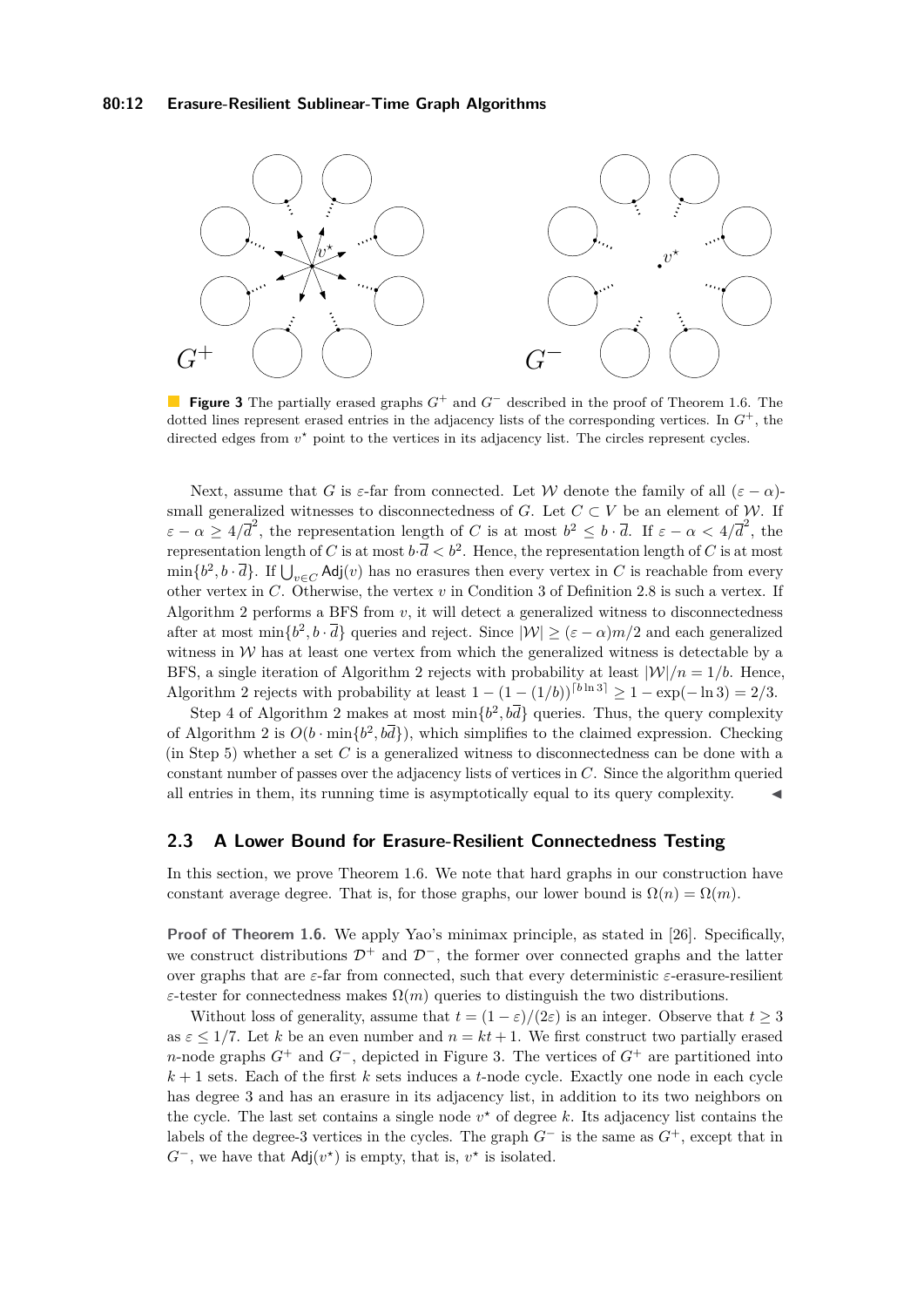**Figure 3** The partially erased graphs $G^+$ and $G^-$ described in the proof of Theorem 1.6. The dotted lines represent erased entries in the adjacency lists of the corresponding vertices. In $G^+$, the directed edges from $v^\star$ point to the vertices in its adjacency list. The circles represent cycles.

Next, assume that $G$ is $\varepsilon$-far from connected. Let $\mathcal{W}$ denote the family of all $(\varepsilon - \alpha)$-small generalized witnesses to disconnectedness of $G$. Let $C \subset V$ be an element of $\mathcal{W}$. If $\varepsilon - \alpha \geq 4/\overline{d}^2$, the representation length of $C$ is at most $b^2 \leq b \cdot \overline{d}$. If $\varepsilon - \alpha < 4/\overline{d}^2$, the representation length of $C$ is at most $b \cdot \overline{d} < b^2$. Hence, the representation length of $C$ is at most $\min\{b^2, b \cdot \overline{d}\}$. If $\bigcup_{v \in C} \mathsf{Adj}(v)$ has no erasures then every vertex in $C$ is reachable from every other vertex in $C$. Otherwise, the vertex $v$ in Condition 3 of Definition 2.8 is such a vertex. If Algorithm 2 performs a BFS from $v$, it will detect a generalized witness to disconnectedness after at most $\min\{b^2, b \cdot \overline{d}\}$ queries and reject. Since $|\mathcal{W}| \geq (\varepsilon - \alpha)m/2$ and each generalized witness in $\mathcal{W}$ has at least one vertex from which the generalized witness is detectable by a BFS, a single iteration of Algorithm 2 rejects with probability at least $|\mathcal{W}|/n = 1/b$. Hence, Algorithm 2 rejects with probability at least $1 - (1 - (1/b))^{\lceil b \ln 3 \rceil} \geq 1 - \exp(-\ln 3) = 2/3$.

Step 4 of Algorithm 2 makes at most $\min\{b^2, b\overline{d}\}$ queries. Thus, the query complexity of Algorithm 2 is $O(b \cdot \min\{b^2, b\overline{d}\})$, which simplifies to the claimed expression. Checking (in Step 5) whether a set $C$ is a generalized witness to disconnectedness can be done with a constant number of passes over the adjacency lists of vertices in $C$. Since the algorithm queried all entries in them, its running time is asymptotically equal to its query complexity. ◀

## 2.3 A Lower Bound for Erasure-Resilient Connectedness Testing

In this section, we prove Theorem 1.6. We note that hard graphs in our construction have constant average degree. That is, for those graphs, our lower bound is $\Omega(n) = \Omega(m)$.

**Proof of Theorem 1.6.** We apply Yao's minimax principle, as stated in [26]. Specifically, we construct distributions $\mathcal{D}^+$ and $\mathcal{D}^-$, the former over connected graphs and the latter over graphs that are $\varepsilon$-far from connected, such that every deterministic $\varepsilon$-erasure-resilient $\varepsilon$-tester for connectedness makes $\Omega(m)$ queries to distinguish the two distributions.

Without loss of generality, assume that $t = (1 - \varepsilon)/(2\varepsilon)$ is an integer. Observe that $t \geq 3$ as $\varepsilon \leq 1/7$. Let $k$ be an even number and $n = kt + 1$. We first construct two partially erased $n$-node graphs $G^+$ and $G^-$, depicted in Figure 3. The vertices of $G^+$ are partitioned into $k + 1$ sets. Each of the first $k$ sets induces a $t$-node cycle. Exactly one node in each cycle has degree 3 and has an erasure in its adjacency list, in addition to its two neighbors on the cycle. The last set contains a single node $v^\star$ of degree $k$. Its adjacency list contains the labels of the degree-3 vertices in the cycles. The graph $G^-$ is the same as $G^+$, except that in $G^-$, we have that $\mathsf{Adj}(v^\star)$ is empty, that is, $v^\star$ is isolated.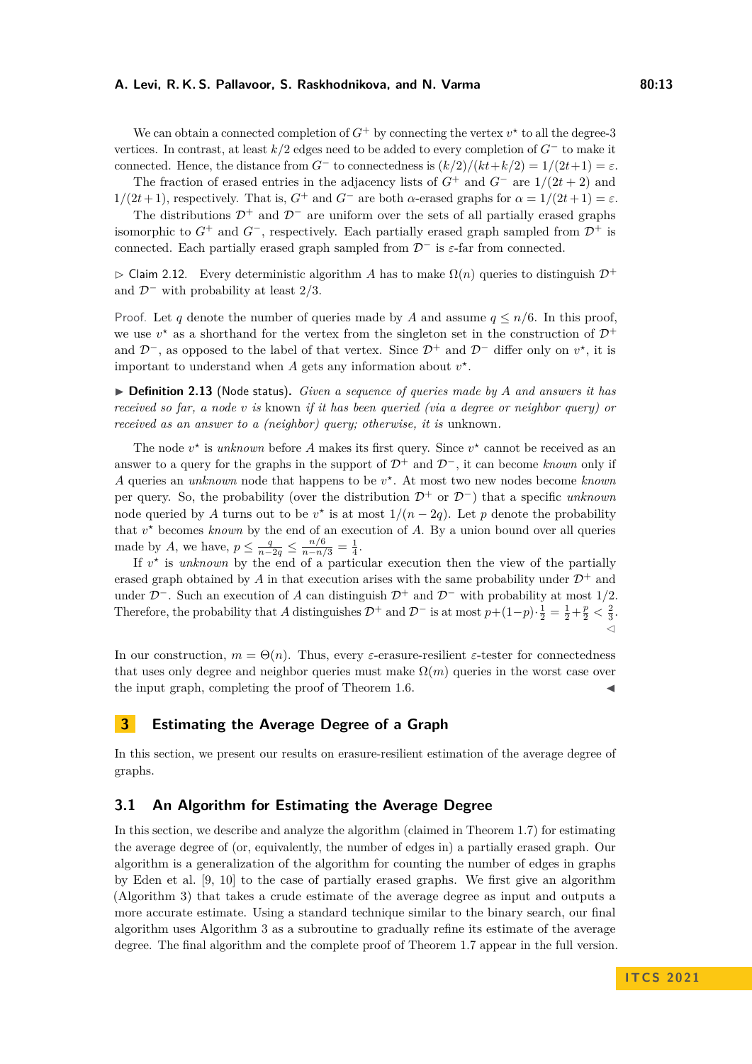We can obtain a connected completion of $G^+$ by connecting the vertex $v^\star$ to all the degree-3 vertices. In contrast, at least $k/2$ edges need to be added to every completion of $G^-$ to make it connected. Hence, the distance from $G^-$ to connectedness is $(k/2)/(kt+k/2) = 1/(2t+1) = \varepsilon$.

The fraction of erased entries in the adjacency lists of $G^+$ and $G^-$ are $1/(2t+2)$ and $1/(2t+1)$, respectively. That is, $G^+$ and $G^-$ are both $\alpha$-erased graphs for $\alpha = 1/(2t+1) = \varepsilon$.

The distributions $\mathcal{D}^+$ and $\mathcal{D}^-$ are uniform over the sets of all partially erased graphs isomorphic to $G^+$ and $G^-$, respectively. Each partially erased graph sampled from $\mathcal{D}^+$ is connected. Each partially erased graph sampled from $\mathcal{D}^-$ is $\varepsilon$-far from connected.

▷ Claim 2.12. Every deterministic algorithm $A$ has to make $\Omega(n)$ queries to distinguish $\mathcal{D}^+$ and $\mathcal{D}^-$ with probability at least $2/3$.

Proof. Let $q$ denote the number of queries made by $A$ and assume $q \le n/6$. In this proof, we use $v^\star$ as a shorthand for the vertex from the singleton set in the construction of $\mathcal{D}^+$ and $\mathcal{D}^-$, as opposed to the label of that vertex. Since $\mathcal{D}^+$ and $\mathcal{D}^-$ differ only on $v^\star$, it is important to understand when $A$ gets any information about $v^\star$.

▶ **Definition 2.13** (Node status). *Given a sequence of queries made by $A$ and answers it has received so far, a node $v$ is* known *if it has been queried (via a degree or neighbor query) or received as an answer to a (neighbor) query; otherwise, it is* unknown.

The node $v^\star$ is *unknown* before $A$ makes its first query. Since $v^\star$ cannot be received as an answer to a query for the graphs in the support of $\mathcal{D}^+$ and $\mathcal{D}^-$, it can become *known* only if $A$ queries an *unknown* node that happens to be $v^\star$. At most two new nodes become *known* per query. So, the probability (over the distribution $\mathcal{D}^+$ or $\mathcal{D}^-$) that a specific *unknown* node queried by $A$ turns out to be $v^\star$ is at most $1/(n-2q)$. Let $p$ denote the probability that $v^\star$ becomes *known* by the end of an execution of $A$. By a union bound over all queries made by $A$, we have, $p \le \frac{q}{n-2q} \le \frac{n/6}{n-n/3} = \frac{1}{4}$.

If $v^\star$ is *unknown* by the end of a particular execution then the view of the partially erased graph obtained by $A$ in that execution arises with the same probability under $\mathcal{D}^+$ and under $\mathcal{D}^-$. Such an execution of $A$ can distinguish $\mathcal{D}^+$ and $\mathcal{D}^-$ with probability at most $1/2$. Therefore, the probability that $A$ distinguishes $\mathcal{D}^+$ and $\mathcal{D}^-$ is at most $p+(1-p)\cdot\frac{1}{2} = \frac{1}{2}+\frac{p}{2} < \frac{2}{3}$. ◁

In our construction, $m = \Theta(n)$. Thus, every $\varepsilon$-erasure-resilient $\varepsilon$-tester for connectedness that uses only degree and neighbor queries must make $\Omega(m)$ queries in the worst case over the input graph, completing the proof of Theorem 1.6. ◀

## 3 Estimating the Average Degree of a Graph

In this section, we present our results on erasure-resilient estimation of the average degree of graphs.

### 3.1 An Algorithm for Estimating the Average Degree

In this section, we describe and analyze the algorithm (claimed in Theorem 1.7) for estimating the average degree of (or, equivalently, the number of edges in) a partially erased graph. Our algorithm is a generalization of the algorithm for counting the number of edges in graphs by Eden et al. [9, 10] to the case of partially erased graphs. We first give an algorithm (Algorithm 3) that takes a crude estimate of the average degree as input and outputs a more accurate estimate. Using a standard technique similar to the binary search, our final algorithm uses Algorithm 3 as a subroutine to gradually refine its estimate of the average degree. The final algorithm and the complete proof of Theorem 1.7 appear in the full version.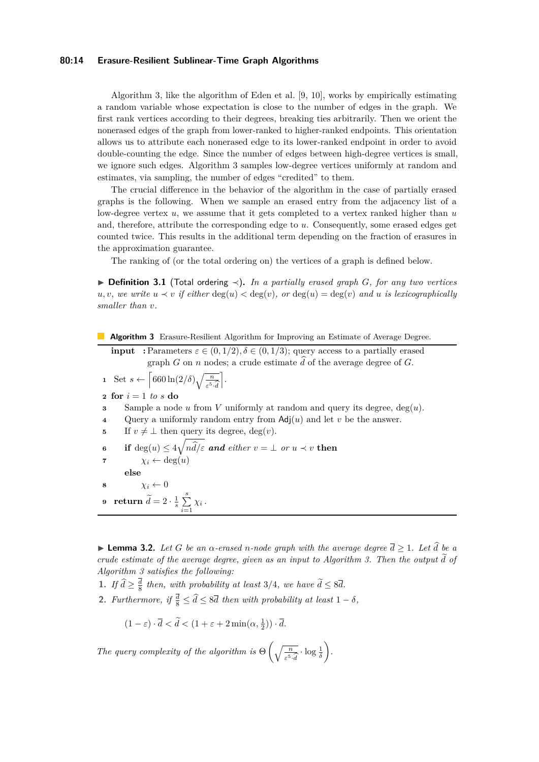Algorithm 3, like the algorithm of Eden et al. [9, 10], works by empirically estimating a random variable whose expectation is close to the number of edges in the graph. We first rank vertices according to their degrees, breaking ties arbitrarily. Then we orient the nonerased edges of the graph from lower-ranked to higher-ranked endpoints. This orientation allows us to attribute each nonerased edge to its lower-ranked endpoint in order to avoid double-counting the edge. Since the number of edges between high-degree vertices is small, we ignore such edges. Algorithm 3 samples low-degree vertices uniformly at random and estimates, via sampling, the number of edges "credited" to them.

The crucial difference in the behavior of the algorithm in the case of partially erased graphs is the following. When we sample an erased entry from the adjacency list of a low-degree vertex $u$, we assume that it gets completed to a vertex ranked higher than $u$ and, therefore, attribute the corresponding edge to $u$. Consequently, some erased edges get counted twice. This results in the additional term depending on the fraction of erasures in the approximation guarantee.

The ranking of (or the total ordering on) the vertices of a graph is defined below.

▶ **Definition 3.1** (Total ordering $\prec$). *In a partially erased graph $G$, for any two vertices $u, v$, we write $u \prec v$ if either $\deg(u) < \deg(v)$, or $\deg(u) = \deg(v)$ and $u$ is lexicographically smaller than $v$.*

**Algorithm 3** Erasure-Resilient Algorithm for Improving an Estimate of Average Degree.

**input** : Parameters $\varepsilon \in (0, 1/2), \delta \in (0, 1/3)$; query access to a partially erased graph $G$ on $n$ nodes; a crude estimate $\widehat{d}$ of the average degree of $G$.

1. Set $s \leftarrow \left\lceil 660 \ln(2/\delta) \sqrt{\frac{n}{\varepsilon^5 \cdot \widehat{d}}} \right\rceil$.
2. **for** $i = 1$ *to* $s$ **do**
3. Sample a node $u$ from $V$ uniformly at random and query its degree, $\deg(u)$.
4. Query a uniformly random entry from $\mathsf{Adj}(u)$ and let $v$ be the answer.
5. If $v \neq \perp$ then query its degree, $\deg(v)$.
6. **if** $\deg(u) \leq 4\sqrt{n\widehat{d}/\varepsilon}$ ***and*** *either* $v = \perp$ *or* $u \prec v$ **then**
7. $\chi_i \leftarrow \deg(u)$

   **else**
8. $\chi_i \leftarrow 0$
9. **return** $\widetilde{d} = 2 \cdot \frac{1}{s} \sum_{i=1}^{s} \chi_i$ .

▶ **Lemma 3.2.** *Let $G$ be an $\alpha$-erased $n$-node graph with the average degree $\overline{d} \geq 1$. Let $\widehat{d}$ be a crude estimate of the average degree, given as an input to Algorithm 3. Then the output $\widetilde{d}$ of Algorithm 3 satisfies the following:*

1. *If $\widehat{d} \geq \frac{\overline{d}}{8}$ then, with probability at least $3/4$, we have $\widetilde{d} \leq 8\overline{d}$.*
2. *Furthermore, if $\frac{\overline{d}}{8} \leq \widehat{d} \leq 8\overline{d}$ then with probability at least $1 - \delta$,*

$$(1 - \varepsilon) \cdot \overline{d} < \widetilde{d} < (1 + \varepsilon + 2\min(\alpha, \tfrac{1}{2})) \cdot \overline{d}.$$

*The query complexity of the algorithm is $\Theta\left(\sqrt{\frac{n}{\varepsilon^5 \cdot \widehat{d}}} \cdot \log \frac{1}{\delta}\right)$.*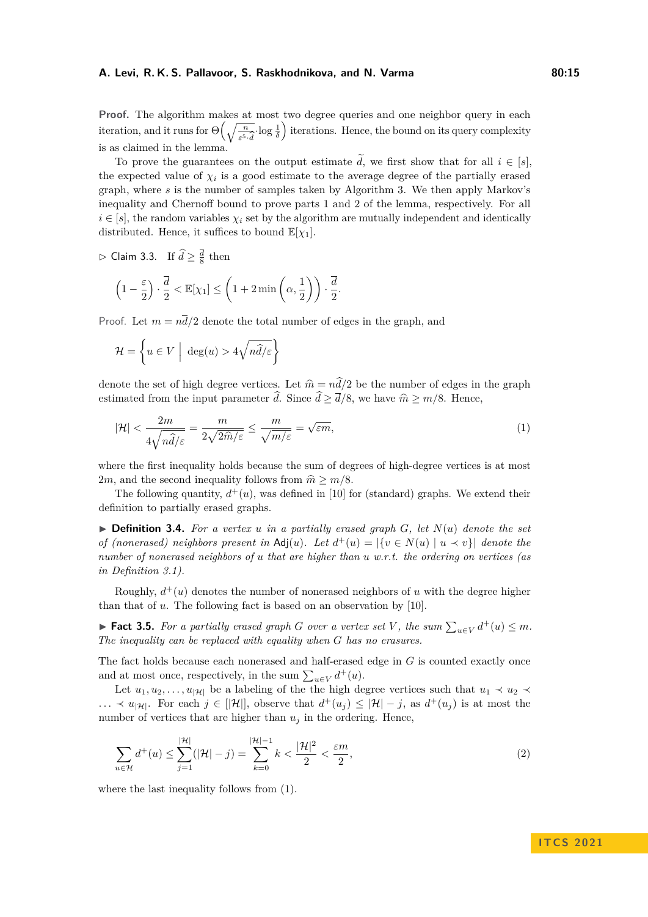**Proof.** The algorithm makes at most two degree queries and one neighbor query in each iteration, and it runs for $\Theta\left(\sqrt{\frac{n}{\varepsilon^5 \cdot \widehat{d}}} \cdot \log \frac{1}{\delta}\right)$ iterations. Hence, the bound on its query complexity is as claimed in the lemma.

To prove the guarantees on the output estimate $\widetilde{d}$, we first show that for all $i \in [s]$, the expected value of $\chi_i$ is a good estimate to the average degree of the partially erased graph, where $s$ is the number of samples taken by Algorithm 3. We then apply Markov's inequality and Chernoff bound to prove parts 1 and 2 of the lemma, respectively. For all $i \in [s]$, the random variables $\chi_i$ set by the algorithm are mutually independent and identically distributed. Hence, it suffices to bound $\mathbb{E}[\chi_1]$.

▷ Claim 3.3. If $\widehat{d} \geq \frac{\overline{d}}{8}$ then

$$\left(1 - \frac{\varepsilon}{2}\right) \cdot \frac{\overline{d}}{2} < \mathbb{E}[\chi_1] \leq \left(1 + 2\min\left(\alpha, \frac{1}{2}\right)\right) \cdot \frac{\overline{d}}{2}.$$

Proof. Let $m = n\overline{d}/2$ denote the total number of edges in the graph, and

$$\mathcal{H} = \left\{ u \in V \;\middle|\; \deg(u) > 4\sqrt{n\widehat{d}/\varepsilon} \right\}$$

denote the set of high degree vertices. Let $\widehat{m} = n\widehat{d}/2$ be the number of edges in the graph estimated from the input parameter $\widehat{d}$. Since $\widehat{d} \geq \overline{d}/8$, we have $\widehat{m} \geq m/8$. Hence,

$$|\mathcal{H}| < \frac{2m}{4\sqrt{n\widehat{d}/\varepsilon}} = \frac{m}{2\sqrt{2\widehat{m}/\varepsilon}} \leq \frac{m}{\sqrt{m/\varepsilon}} = \sqrt{\varepsilon m}, \tag{1}$$

where the first inequality holds because the sum of degrees of high-degree vertices is at most $2m$, and the second inequality follows from $\widehat{m} \geq m/8$.

The following quantity, $d^+(u)$, was defined in [10] for (standard) graphs. We extend their definition to partially erased graphs.

▶ **Definition 3.4.** *For a vertex $u$ in a partially erased graph $G$, let $N(u)$ denote the set of (nonerased) neighbors present in* $\mathsf{Adj}(u)$*. Let $d^+(u) = |\{v \in N(u) \mid u \prec v\}|$ denote the number of nonerased neighbors of $u$ that are higher than $u$ w.r.t. the ordering on vertices (as in Definition 3.1).*

Roughly, $d^+(u)$ denotes the number of nonerased neighbors of $u$ with the degree higher than that of $u$. The following fact is based on an observation by [10].

▶ **Fact 3.5.** *For a partially erased graph $G$ over a vertex set $V$, the sum $\sum_{u \in V} d^+(u) \leq m$. The inequality can be replaced with equality when $G$ has no erasures.*

The fact holds because each nonerased and half-erased edge in $G$ is counted exactly once and at most once, respectively, in the sum $\sum_{u \in V} d^+(u)$.

Let $u_1, u_2, \ldots, u_{|\mathcal{H}|}$ be a labeling of the the high degree vertices such that $u_1 \prec u_2 \prec \ldots \prec u_{|\mathcal{H}|}$. For each $j \in [|\mathcal{H}|]$, observe that $d^+(u_j) \leq |\mathcal{H}| - j$, as $d^+(u_j)$ is at most the number of vertices that are higher than $u_j$ in the ordering. Hence,

$$\sum_{u \in \mathcal{H}} d^+(u) \leq \sum_{j=1}^{|\mathcal{H}|} (|\mathcal{H}| - j) = \sum_{k=0}^{|\mathcal{H}|-1} k < \frac{|\mathcal{H}|^2}{2} < \frac{\varepsilon m}{2}, \tag{2}$$

where the last inequality follows from (1).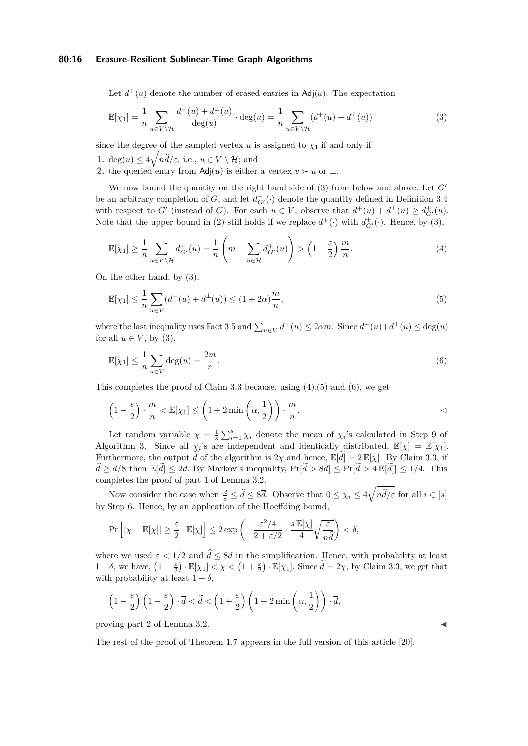Let $d^{\perp}(u)$ denote the number of erased entries in $\mathsf{Adj}(u)$. The expectation

$$\mathbb{E}[\chi_1] = \frac{1}{n} \sum_{u \in V \setminus \mathcal{H}} \frac{d^+(u) + d^{\perp}(u)}{\deg(u)} \cdot \deg(u) = \frac{1}{n} \sum_{u \in V \setminus \mathcal{H}} (d^+(u) + d^{\perp}(u)) \tag{3}$$

since the degree of the sampled vertex $u$ is assigned to $\chi_1$ if and only if

1. $\deg(u) \leq 4\sqrt{n\widehat{d}/\varepsilon}$, i.e., $u \in V \setminus \mathcal{H}$; and
2. the queried entry from $\mathsf{Adj}(u)$ is either a vertex $v \succ u$ or $\perp$.

We now bound the quantity on the right hand side of (3) from below and above. Let $G'$ be an arbitrary completion of $G$, and let $d^+_{G'}(\cdot)$ denote the quantity defined in Definition 3.4 with respect to $G'$ (instead of $G$). For each $u \in V$, observe that $d^+(u) + d^{\perp}(u) \geq d^+_{G'}(u)$. Note that the upper bound in (2) still holds if we replace $d^+(\cdot)$ with $d^+_{G'}(\cdot)$. Hence, by (3),

$$\mathbb{E}[\chi_1] \geq \frac{1}{n} \sum_{u \in V \setminus \mathcal{H}} d^+_{G'}(u) = \frac{1}{n}\left(m - \sum_{u \in \mathcal{H}} d^+_{G'}(u)\right) > \left(1 - \frac{\varepsilon}{2}\right)\frac{m}{n}. \tag{4}$$

On the other hand, by (3),

$$\mathbb{E}[\chi_1] \leq \frac{1}{n} \sum_{u \in V} (d^+(u) + d^{\perp}(u)) \leq (1 + 2\alpha)\frac{m}{n}, \tag{5}$$

where the last inequality uses Fact 3.5 and $\sum_{u \in V} d^{\perp}(u) \leq 2\alpha m$. Since $d^+(u) + d^{\perp}(u) \leq \deg(u)$ for all $u \in V$, by (3),

$$\mathbb{E}[\chi_1] \leq \frac{1}{n} \sum_{u \in V} \deg(u) = \frac{2m}{n}. \tag{6}$$

This completes the proof of Claim 3.3 because, using (4),(5) and (6), we get

$$\left(1 - \frac{\varepsilon}{2}\right) \cdot \frac{m}{n} < \mathbb{E}[\chi_1] \leq \left(1 + 2\min\left(\alpha, \frac{1}{2}\right)\right) \cdot \frac{m}{n}. \qquad \triangleleft$$

Let random variable $\chi = \frac{1}{s}\sum_{i=1}^{s} \chi_i$ denote the mean of $\chi_i$'s calculated in Step 9 of Algorithm 3. Since all $\chi_i$'s are independent and identically distributed, $\mathbb{E}[\chi] = \mathbb{E}[\chi_1]$. Furthermore, the output $\widetilde{d}$ of the algorithm is $2\chi$ and hence, $\mathbb{E}[\widetilde{d}] = 2\,\mathbb{E}[\chi]$. By Claim 3.3, if $\widehat{d} \geq \overline{d}/8$ then $\mathbb{E}[\widetilde{d}] \leq 2\overline{d}$. By Markov's inequality, $\Pr[\widetilde{d} > 8\overline{d}] \leq \Pr[\widetilde{d} > 4\,\mathbb{E}[\widetilde{d}]] \leq 1/4$. This completes the proof of part 1 of Lemma 3.2.

Now consider the case when $\frac{\overline{d}}{8} \leq \widehat{d} \leq 8\overline{d}$. Observe that $0 \leq \chi_i \leq 4\sqrt{n\widehat{d}/\varepsilon}$ for all $i \in [s]$ by Step 6. Hence, by an application of the Hoeffding bound,

$$\Pr\left[|\chi - \mathbb{E}[\chi]| \geq \frac{\varepsilon}{2} \cdot \mathbb{E}[\chi]\right] \leq 2\exp\left(-\frac{\varepsilon^2/4}{2 + \varepsilon/2} \cdot \frac{s\,\mathbb{E}[\chi]}{4}\sqrt{\frac{\varepsilon}{n\widehat{d}}}\right) < \delta,$$

where we used $\varepsilon < 1/2$ and $\widehat{d} \leq 8\overline{d}$ in the simplification. Hence, with probability at least $1 - \delta$, we have, $\left(1 - \frac{\varepsilon}{2}\right) \cdot \mathbb{E}[\chi_1] < \chi < \left(1 + \frac{\varepsilon}{2}\right) \cdot \mathbb{E}[\chi_1]$. Since $\widetilde{d} = 2\chi$, by Claim 3.3, we get that with probability at least $1 - \delta$,

$$\left(1 - \frac{\varepsilon}{2}\right)\left(1 - \frac{\varepsilon}{2}\right) \cdot \overline{d} < \widetilde{d} < \left(1 + \frac{\varepsilon}{2}\right)\left(1 + 2\min\left(\alpha, \frac{1}{2}\right)\right) \cdot \overline{d},$$

proving part 2 of Lemma 3.2. ◀

The rest of the proof of Theorem 1.7 appears in the full version of this article [20].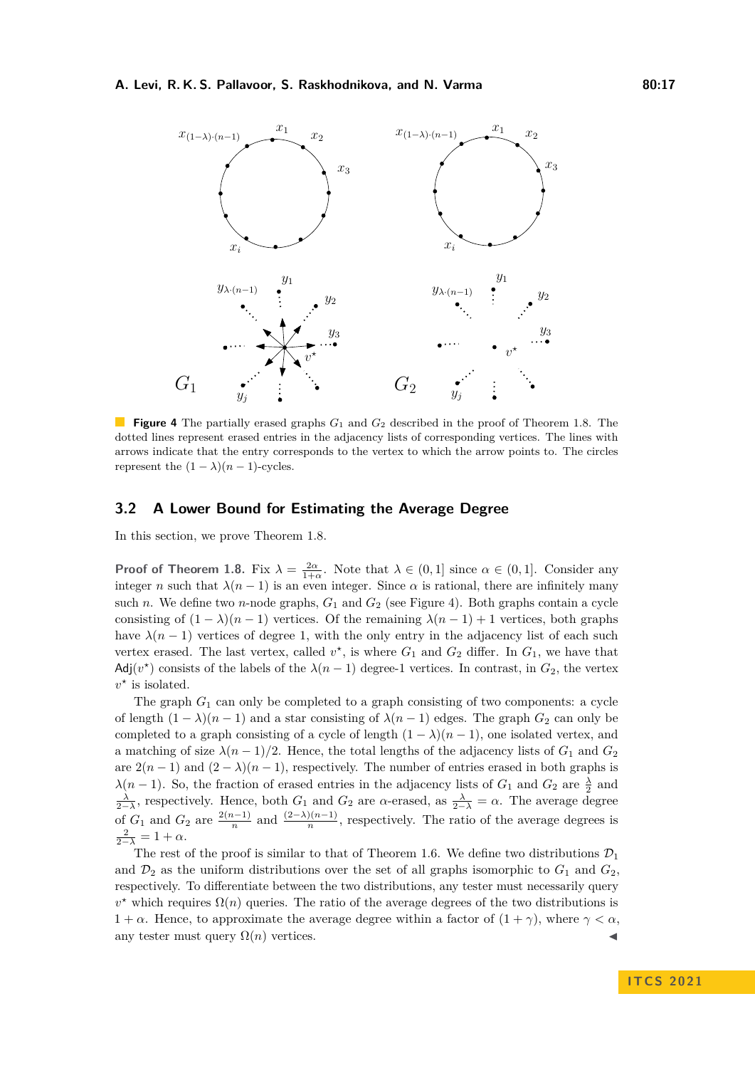**Figure 4** The partially erased graphs $G_1$ and $G_2$ described in the proof of Theorem 1.8. The dotted lines represent erased entries in the adjacency lists of corresponding vertices. The lines with arrows indicate that the entry corresponds to the vertex to which the arrow points to. The circles represent the $(1-\lambda)(n-1)$-cycles.

## 3.2 A Lower Bound for Estimating the Average Degree

In this section, we prove Theorem 1.8.

**Proof of Theorem 1.8.** Fix $\lambda = \frac{2\alpha}{1+\alpha}$. Note that $\lambda \in (0,1]$ since $\alpha \in (0,1]$. Consider any integer $n$ such that $\lambda(n-1)$ is an even integer. Since $\alpha$ is rational, there are infinitely many such $n$. We define two $n$-node graphs, $G_1$ and $G_2$ (see Figure 4). Both graphs contain a cycle consisting of $(1-\lambda)(n-1)$ vertices. Of the remaining $\lambda(n-1)+1$ vertices, both graphs have $\lambda(n-1)$ vertices of degree 1, with the only entry in the adjacency list of each such vertex erased. The last vertex, called $v^\star$, is where $G_1$ and $G_2$ differ. In $G_1$, we have that $\mathsf{Adj}(v^\star)$ consists of the labels of the $\lambda(n-1)$ degree-1 vertices. In contrast, in $G_2$, the vertex $v^\star$ is isolated.

The graph $G_1$ can only be completed to a graph consisting of two components: a cycle of length $(1-\lambda)(n-1)$ and a star consisting of $\lambda(n-1)$ edges. The graph $G_2$ can only be completed to a graph consisting of a cycle of length $(1-\lambda)(n-1)$, one isolated vertex, and a matching of size $\lambda(n-1)/2$. Hence, the total lengths of the adjacency lists of $G_1$ and $G_2$ are $2(n-1)$ and $(2-\lambda)(n-1)$, respectively. The number of entries erased in both graphs is $\lambda(n-1)$. So, the fraction of erased entries in the adjacency lists of $G_1$ and $G_2$ are $\frac{\lambda}{2}$ and $\frac{\lambda}{2-\lambda}$, respectively. Hence, both $G_1$ and $G_2$ are $\alpha$-erased, as $\frac{\lambda}{2-\lambda} = \alpha$. The average degree of $G_1$ and $G_2$ are $\frac{2(n-1)}{n}$ and $\frac{(2-\lambda)(n-1)}{n}$, respectively. The ratio of the average degrees is $\frac{2}{2-\lambda} = 1+\alpha$.

The rest of the proof is similar to that of Theorem 1.6. We define two distributions $\mathcal{D}_1$ and $\mathcal{D}_2$ as the uniform distributions over the set of all graphs isomorphic to $G_1$ and $G_2$, respectively. To differentiate between the two distributions, any tester must necessarily query $v^\star$ which requires $\Omega(n)$ queries. The ratio of the average degrees of the two distributions is $1+\alpha$. Hence, to approximate the average degree within a factor of $(1+\gamma)$, where $\gamma < \alpha$, any tester must query $\Omega(n)$ vertices. ◀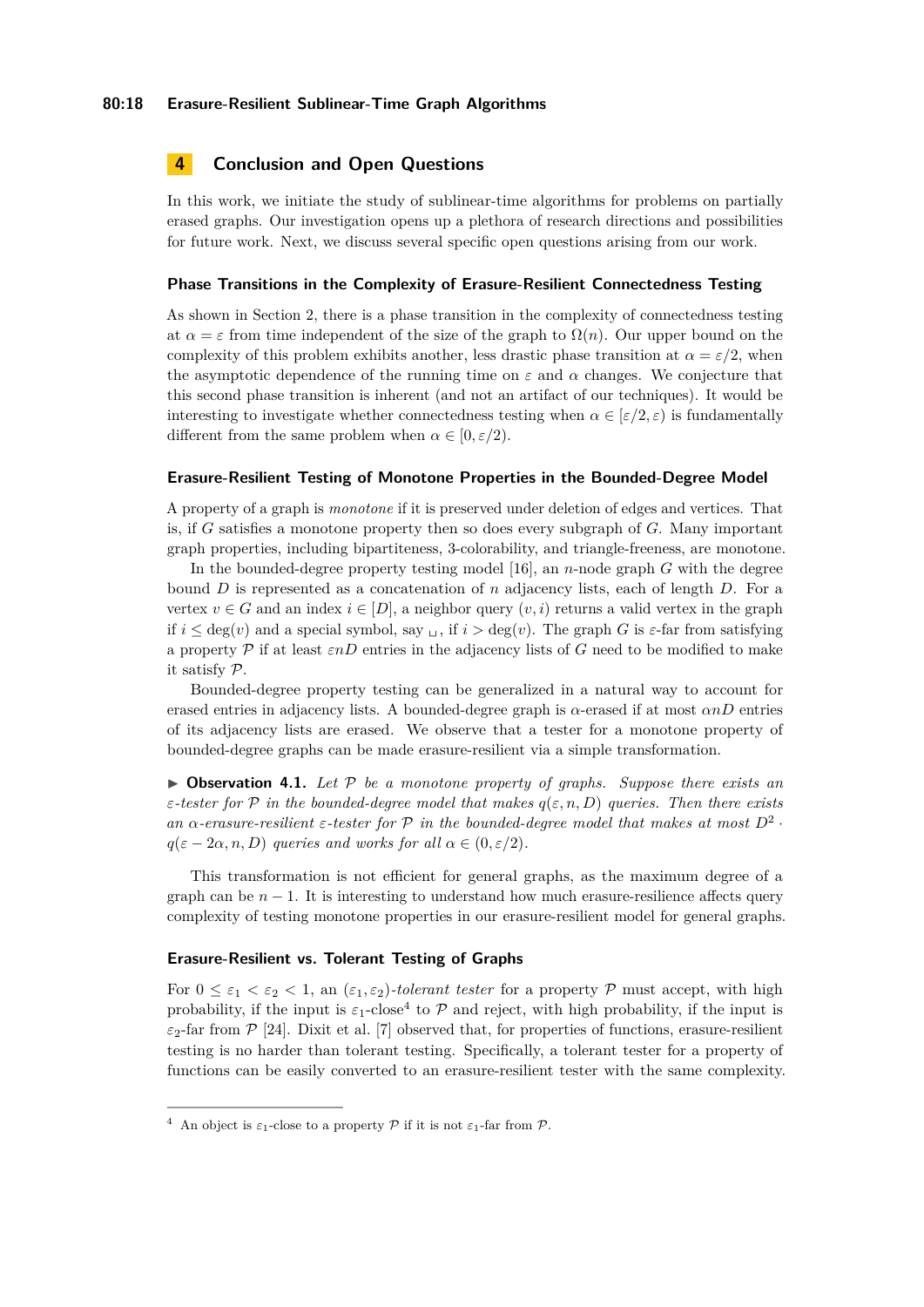## 4 Conclusion and Open Questions

In this work, we initiate the study of sublinear-time algorithms for problems on partially erased graphs. Our investigation opens up a plethora of research directions and possibilities for future work. Next, we discuss several specific open questions arising from our work.

### Phase Transitions in the Complexity of Erasure-Resilient Connectedness Testing

As shown in Section 2, there is a phase transition in the complexity of connectedness testing at $\alpha = \varepsilon$ from time independent of the size of the graph to $\Omega(n)$. Our upper bound on the complexity of this problem exhibits another, less drastic phase transition at $\alpha = \varepsilon/2$, when the asymptotic dependence of the running time on $\varepsilon$ and $\alpha$ changes. We conjecture that this second phase transition is inherent (and not an artifact of our techniques). It would be interesting to investigate whether connectedness testing when $\alpha \in [\varepsilon/2, \varepsilon)$ is fundamentally different from the same problem when $\alpha \in [0, \varepsilon/2)$.

### Erasure-Resilient Testing of Monotone Properties in the Bounded-Degree Model

A property of a graph is *monotone* if it is preserved under deletion of edges and vertices. That is, if $G$ satisfies a monotone property then so does every subgraph of $G$. Many important graph properties, including bipartiteness, 3-colorability, and triangle-freeness, are monotone.

In the bounded-degree property testing model [16], an $n$-node graph $G$ with the degree bound $D$ is represented as a concatenation of $n$ adjacency lists, each of length $D$. For a vertex $v \in G$ and an index $i \in [D]$, a neighbor query $(v, i)$ returns a valid vertex in the graph if $i \leq \deg(v)$ and a special symbol, say $\sqcup$, if $i > \deg(v)$. The graph $G$ is $\varepsilon$-far from satisfying a property $\mathcal{P}$ if at least $\varepsilon nD$ entries in the adjacency lists of $G$ need to be modified to make it satisfy $\mathcal{P}$.

Bounded-degree property testing can be generalized in a natural way to account for erased entries in adjacency lists. A bounded-degree graph is $\alpha$-erased if at most $\alpha nD$ entries of its adjacency lists are erased. We observe that a tester for a monotone property of bounded-degree graphs can be made erasure-resilient via a simple transformation.

▶ **Observation 4.1.** *Let $\mathcal{P}$ be a monotone property of graphs. Suppose there exists an $\varepsilon$-tester for $\mathcal{P}$ in the bounded-degree model that makes $q(\varepsilon, n, D)$ queries. Then there exists an $\alpha$-erasure-resilient $\varepsilon$-tester for $\mathcal{P}$ in the bounded-degree model that makes at most $D^2 \cdot q(\varepsilon - 2\alpha, n, D)$ queries and works for all $\alpha \in (0, \varepsilon/2)$.*

This transformation is not efficient for general graphs, as the maximum degree of a graph can be $n - 1$. It is interesting to understand how much erasure-resilience affects query complexity of testing monotone properties in our erasure-resilient model for general graphs.

### Erasure-Resilient vs. Tolerant Testing of Graphs

For $0 \leq \varepsilon_1 < \varepsilon_2 < 1$, an $(\varepsilon_1, \varepsilon_2)$-*tolerant tester* for a property $\mathcal{P}$ must accept, with high probability, if the input is $\varepsilon_1$-close[4] to $\mathcal{P}$ and reject, with high probability, if the input is $\varepsilon_2$-far from $\mathcal{P}$ [24]. Dixit et al. [7] observed that, for properties of functions, erasure-resilient testing is no harder than tolerant testing. Specifically, a tolerant tester for a property of functions can be easily converted to an erasure-resilient tester with the same complexity.

---

[4] An object is $\varepsilon_1$-close to a property $\mathcal{P}$ if it is not $\varepsilon_1$-far from $\mathcal{P}$.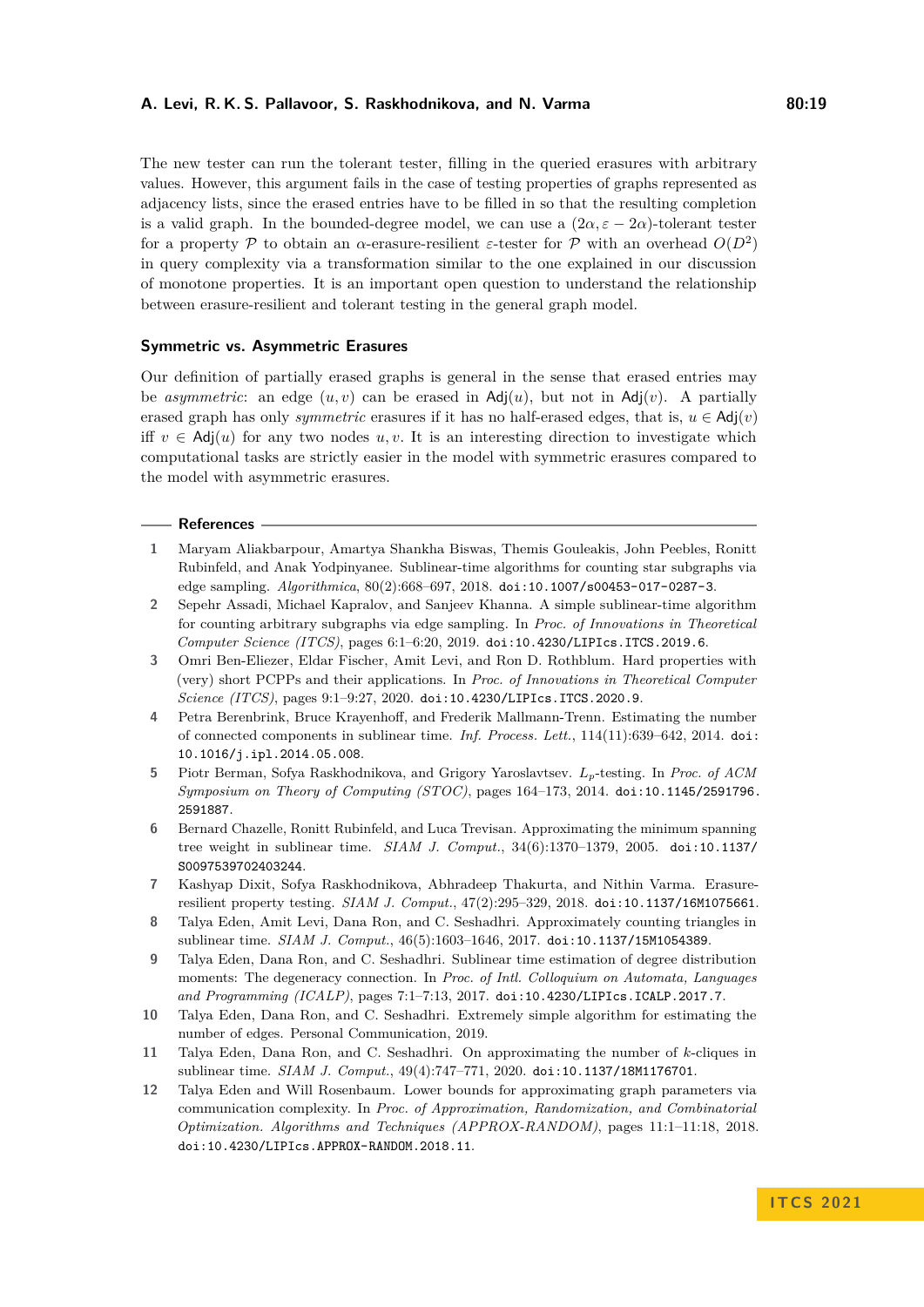The new tester can run the tolerant tester, filling in the queried erasures with arbitrary values. However, this argument fails in the case of testing properties of graphs represented as adjacency lists, since the erased entries have to be filled in so that the resulting completion is a valid graph. In the bounded-degree model, we can use a $(2\alpha, \varepsilon - 2\alpha)$-tolerant tester for a property $\mathcal{P}$ to obtain an $\alpha$-erasure-resilient $\varepsilon$-tester for $\mathcal{P}$ with an overhead $O(D^2)$ in query complexity via a transformation similar to the one explained in our discussion of monotone properties. It is an important open question to understand the relationship between erasure-resilient and tolerant testing in the general graph model.

### Symmetric vs. Asymmetric Erasures

Our definition of partially erased graphs is general in the sense that erased entries may be *asymmetric*: an edge $(u, v)$ can be erased in $\mathsf{Adj}(u)$, but not in $\mathsf{Adj}(v)$. A partially erased graph has only *symmetric* erasures if it has no half-erased edges, that is, $u \in \mathsf{Adj}(v)$ iff $v \in \mathsf{Adj}(u)$ for any two nodes $u, v$. It is an interesting direction to investigate which computational tasks are strictly easier in the model with symmetric erasures compared to the model with asymmetric erasures.

## References

1. Maryam Aliakbarpour, Amartya Shankha Biswas, Themis Gouleakis, John Peebles, Ronitt Rubinfeld, and Anak Yodpinyanee. Sublinear-time algorithms for counting star subgraphs via edge sampling. *Algorithmica*, 80(2):668–697, 2018. doi:10.1007/s00453-017-0287-3.
2. Sepehr Assadi, Michael Kapralov, and Sanjeev Khanna. A simple sublinear-time algorithm for counting arbitrary subgraphs via edge sampling. In *Proc. of Innovations in Theoretical Computer Science (ITCS)*, pages 6:1–6:20, 2019. doi:10.4230/LIPIcs.ITCS.2019.6.
3. Omri Ben-Eliezer, Eldar Fischer, Amit Levi, and Ron D. Rothblum. Hard properties with (very) short PCPPs and their applications. In *Proc. of Innovations in Theoretical Computer Science (ITCS)*, pages 9:1–9:27, 2020. doi:10.4230/LIPIcs.ITCS.2020.9.
4. Petra Berenbrink, Bruce Krayenhoff, and Frederik Mallmann-Trenn. Estimating the number of connected components in sublinear time. *Inf. Process. Lett.*, 114(11):639–642, 2014. doi:10.1016/j.ipl.2014.05.008.
5. Piotr Berman, Sofya Raskhodnikova, and Grigory Yaroslavtsev. $L_p$-testing. In *Proc. of ACM Symposium on Theory of Computing (STOC)*, pages 164–173, 2014. doi:10.1145/2591796.2591887.
6. Bernard Chazelle, Ronitt Rubinfeld, and Luca Trevisan. Approximating the minimum spanning tree weight in sublinear time. *SIAM J. Comput.*, 34(6):1370–1379, 2005. doi:10.1137/S0097539702403244.
7. Kashyap Dixit, Sofya Raskhodnikova, Abhradeep Thakurta, and Nithin Varma. Erasure-resilient property testing. *SIAM J. Comput.*, 47(2):295–329, 2018. doi:10.1137/16M1075661.
8. Talya Eden, Amit Levi, Dana Ron, and C. Seshadhri. Approximately counting triangles in sublinear time. *SIAM J. Comput.*, 46(5):1603–1646, 2017. doi:10.1137/15M1054389.
9. Talya Eden, Dana Ron, and C. Seshadhri. Sublinear time estimation of degree distribution moments: The degeneracy connection. In *Proc. of Intl. Colloquium on Automata, Languages and Programming (ICALP)*, pages 7:1–7:13, 2017. doi:10.4230/LIPIcs.ICALP.2017.7.
10. Talya Eden, Dana Ron, and C. Seshadhri. Extremely simple algorithm for estimating the number of edges. Personal Communication, 2019.
11. Talya Eden, Dana Ron, and C. Seshadhri. On approximating the number of $k$-cliques in sublinear time. *SIAM J. Comput.*, 49(4):747–771, 2020. doi:10.1137/18M1176701.
12. Talya Eden and Will Rosenbaum. Lower bounds for approximating graph parameters via communication complexity. In *Proc. of Approximation, Randomization, and Combinatorial Optimization. Algorithms and Techniques (APPROX-RANDOM)*, pages 11:1–11:18, 2018. doi:10.4230/LIPIcs.APPROX-RANDOM.2018.11.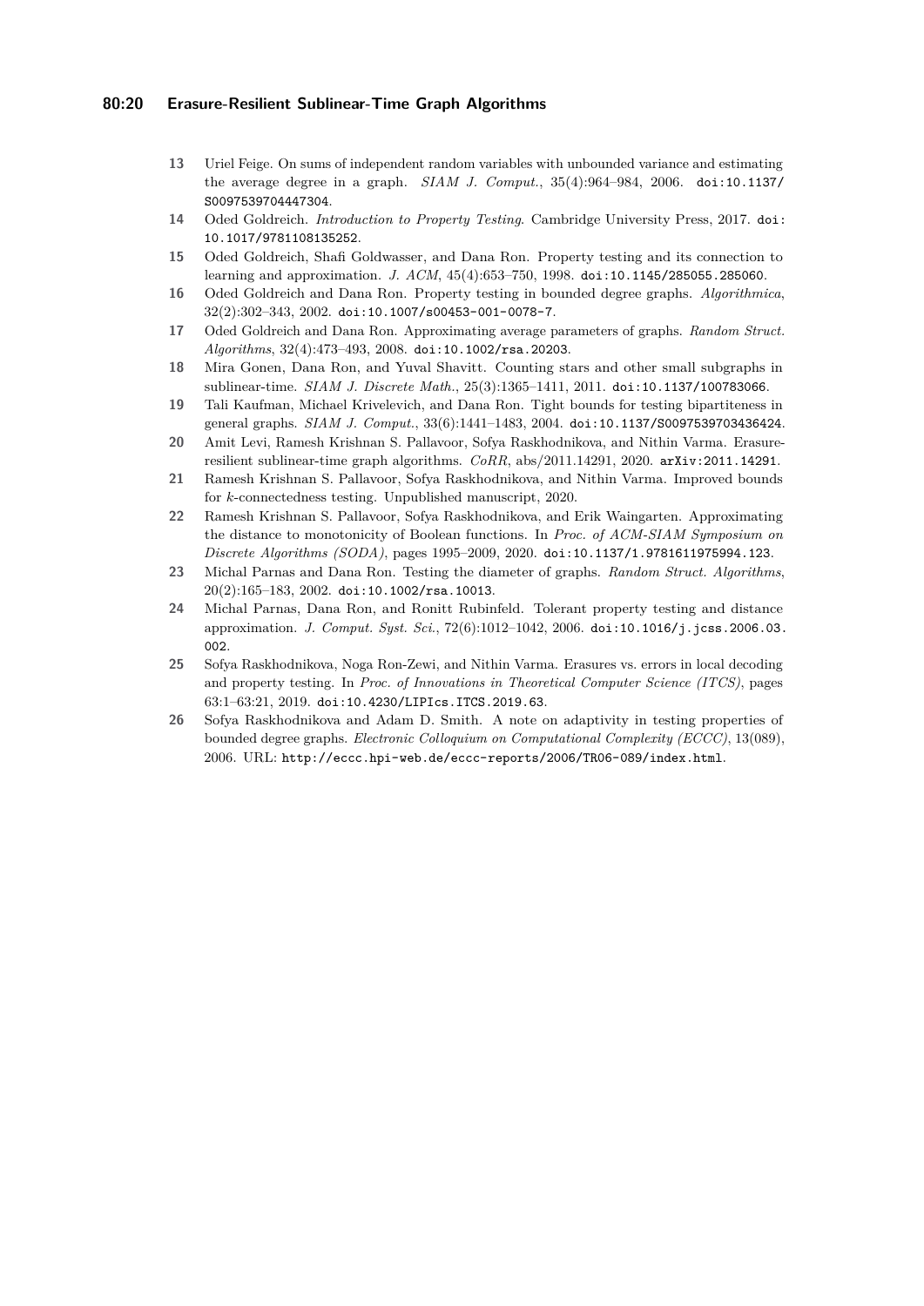13 Uriel Feige. On sums of independent random variables with unbounded variance and estimating the average degree in a graph. *SIAM J. Comput.*, 35(4):964–984, 2006. doi:10.1137/S0097539704447304.

14 Oded Goldreich. *Introduction to Property Testing*. Cambridge University Press, 2017. doi:10.1017/9781108135252.

15 Oded Goldreich, Shafi Goldwasser, and Dana Ron. Property testing and its connection to learning and approximation. *J. ACM*, 45(4):653–750, 1998. doi:10.1145/285055.285060.

16 Oded Goldreich and Dana Ron. Property testing in bounded degree graphs. *Algorithmica*, 32(2):302–343, 2002. doi:10.1007/s00453-001-0078-7.

17 Oded Goldreich and Dana Ron. Approximating average parameters of graphs. *Random Struct. Algorithms*, 32(4):473–493, 2008. doi:10.1002/rsa.20203.

18 Mira Gonen, Dana Ron, and Yuval Shavitt. Counting stars and other small subgraphs in sublinear-time. *SIAM J. Discrete Math.*, 25(3):1365–1411, 2011. doi:10.1137/100783066.

19 Tali Kaufman, Michael Krivelevich, and Dana Ron. Tight bounds for testing bipartiteness in general graphs. *SIAM J. Comput.*, 33(6):1441–1483, 2004. doi:10.1137/S0097539703436424.

20 Amit Levi, Ramesh Krishnan S. Pallavoor, Sofya Raskhodnikova, and Nithin Varma. Erasure-resilient sublinear-time graph algorithms. *CoRR*, abs/2011.14291, 2020. arXiv:2011.14291.

21 Ramesh Krishnan S. Pallavoor, Sofya Raskhodnikova, and Nithin Varma. Improved bounds for $k$-connectedness testing. Unpublished manuscript, 2020.

22 Ramesh Krishnan S. Pallavoor, Sofya Raskhodnikova, and Erik Waingarten. Approximating the distance to monotonicity of Boolean functions. In *Proc. of ACM-SIAM Symposium on Discrete Algorithms (SODA)*, pages 1995–2009, 2020. doi:10.1137/1.9781611975994.123.

23 Michal Parnas and Dana Ron. Testing the diameter of graphs. *Random Struct. Algorithms*, 20(2):165–183, 2002. doi:10.1002/rsa.10013.

24 Michal Parnas, Dana Ron, and Ronitt Rubinfeld. Tolerant property testing and distance approximation. *J. Comput. Syst. Sci.*, 72(6):1012–1042, 2006. doi:10.1016/j.jcss.2006.03.002.

25 Sofya Raskhodnikova, Noga Ron-Zewi, and Nithin Varma. Erasures vs. errors in local decoding and property testing. In *Proc. of Innovations in Theoretical Computer Science (ITCS)*, pages 63:1–63:21, 2019. doi:10.4230/LIPIcs.ITCS.2019.63.

26 Sofya Raskhodnikova and Adam D. Smith. A note on adaptivity in testing properties of bounded degree graphs. *Electronic Colloquium on Computational Complexity (ECCC)*, 13(089), 2006. URL: http://eccc.hpi-web.de/eccc-reports/2006/TR06-089/index.html.